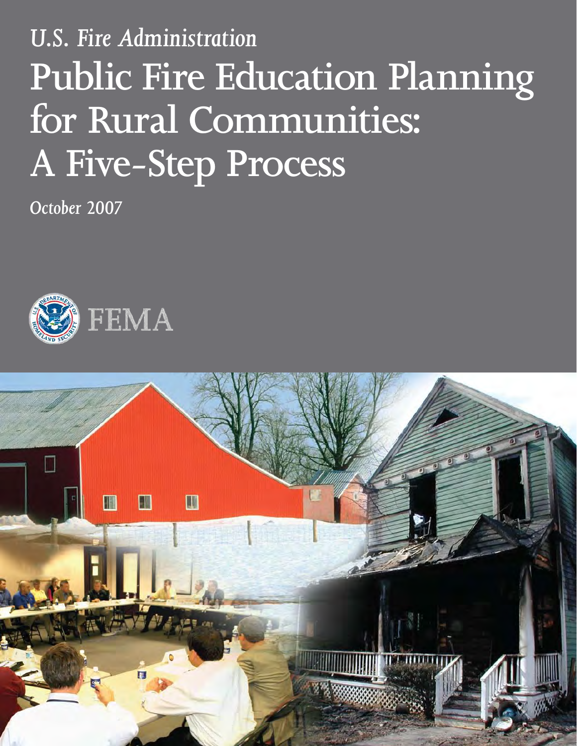*U.S. Fire Administration*

# Public Fire Education Planning for Rural Communities: A Five-Step Process

*October 2007*

FEMA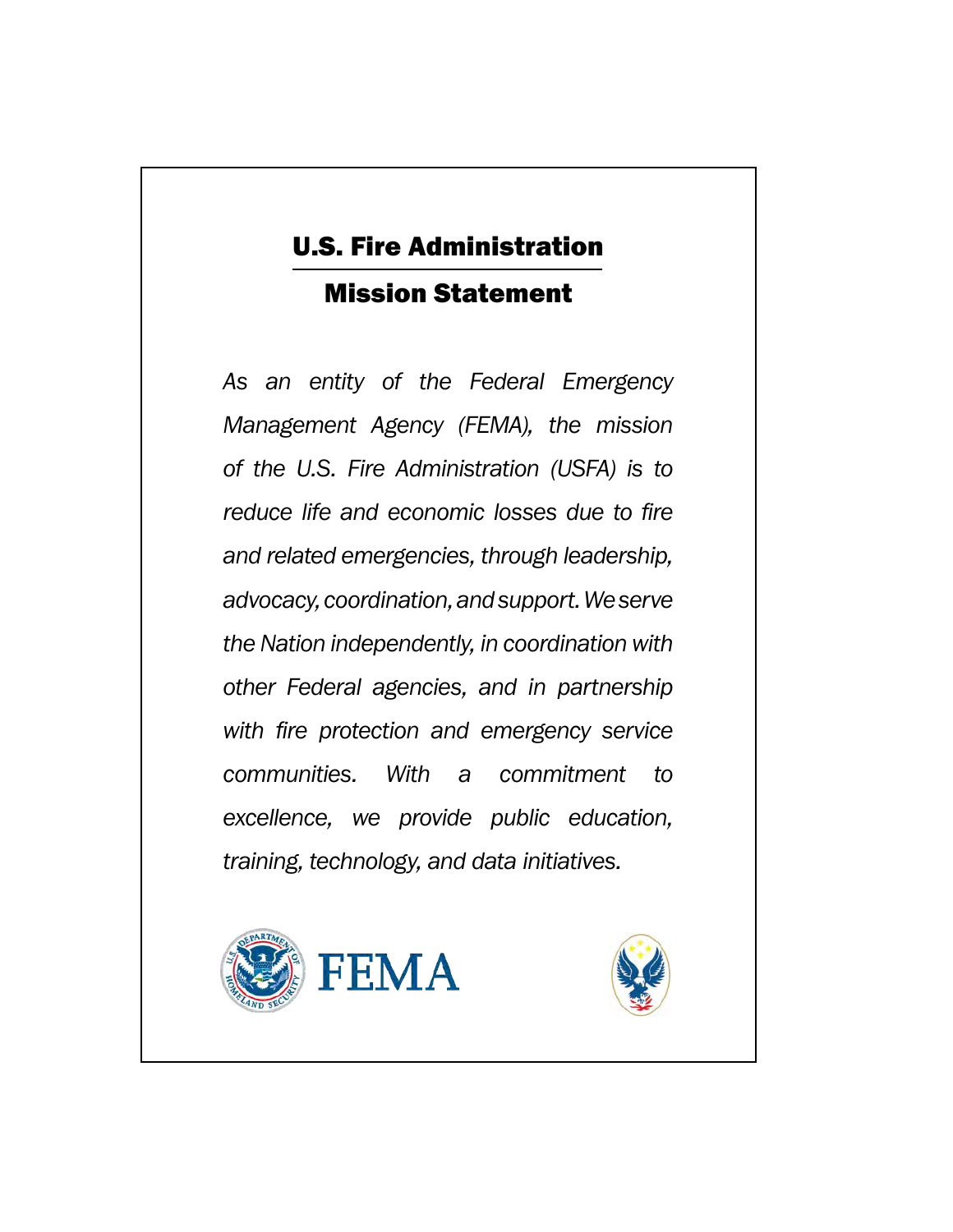## U.S. Fire Administration

## Mission Statement

*As an entity of the Federal Emergency Management Agency (FEMA), the mission of the U.S. Fire Administration (USFA) is to reduce life and economic losses due to fire and related emergencies, through leadership, advocacy, coordination, and support. We serve the Nation independently, in coordination with other Federal agencies, and in partnership with fire protection and emergency service communities. With a commitment to excellence, we provide public education, training, technology, and data initiatives.*

FEMA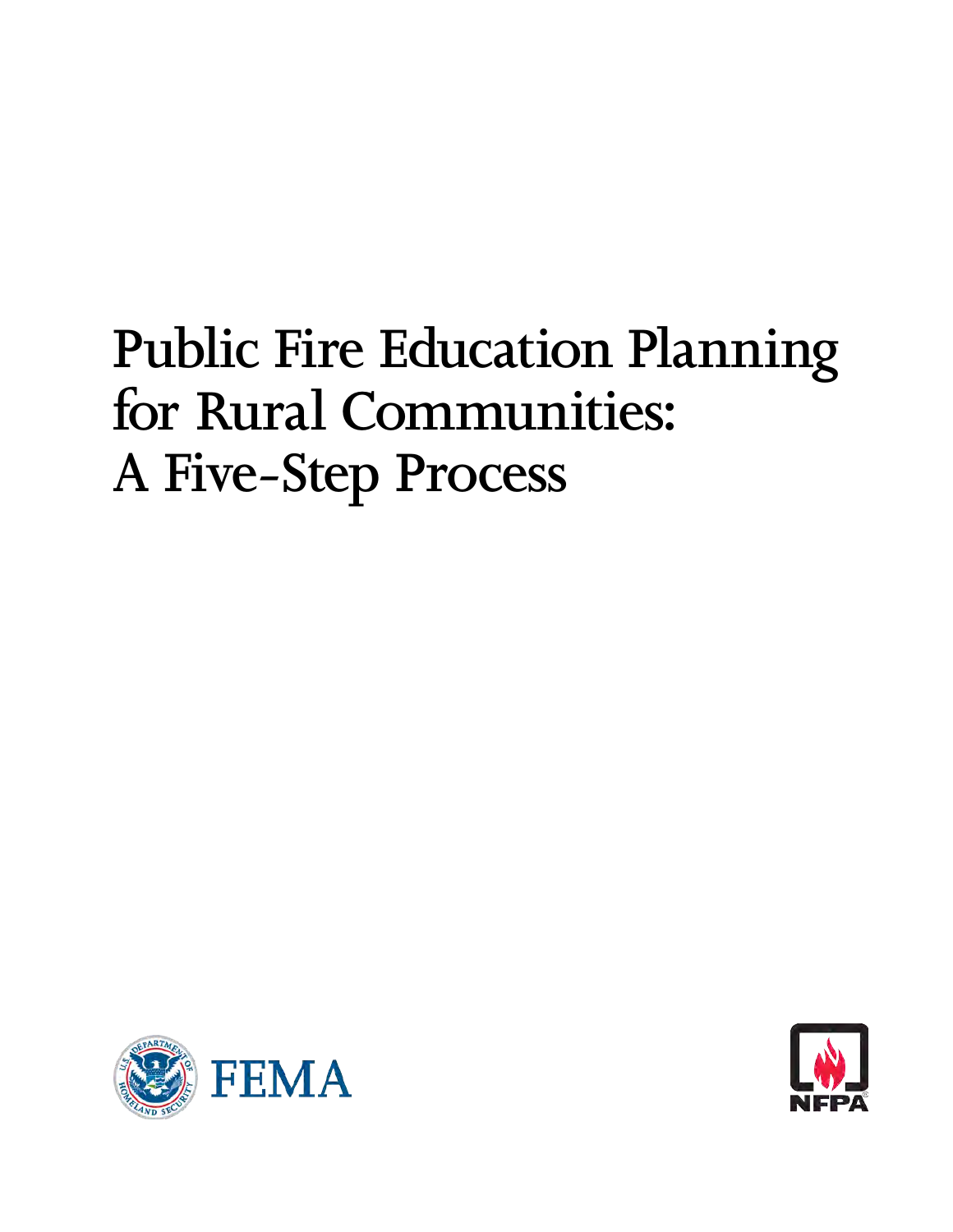# Public Fire Education Planning for Rural Communities: A Five-Step Process

FEMA

NFPA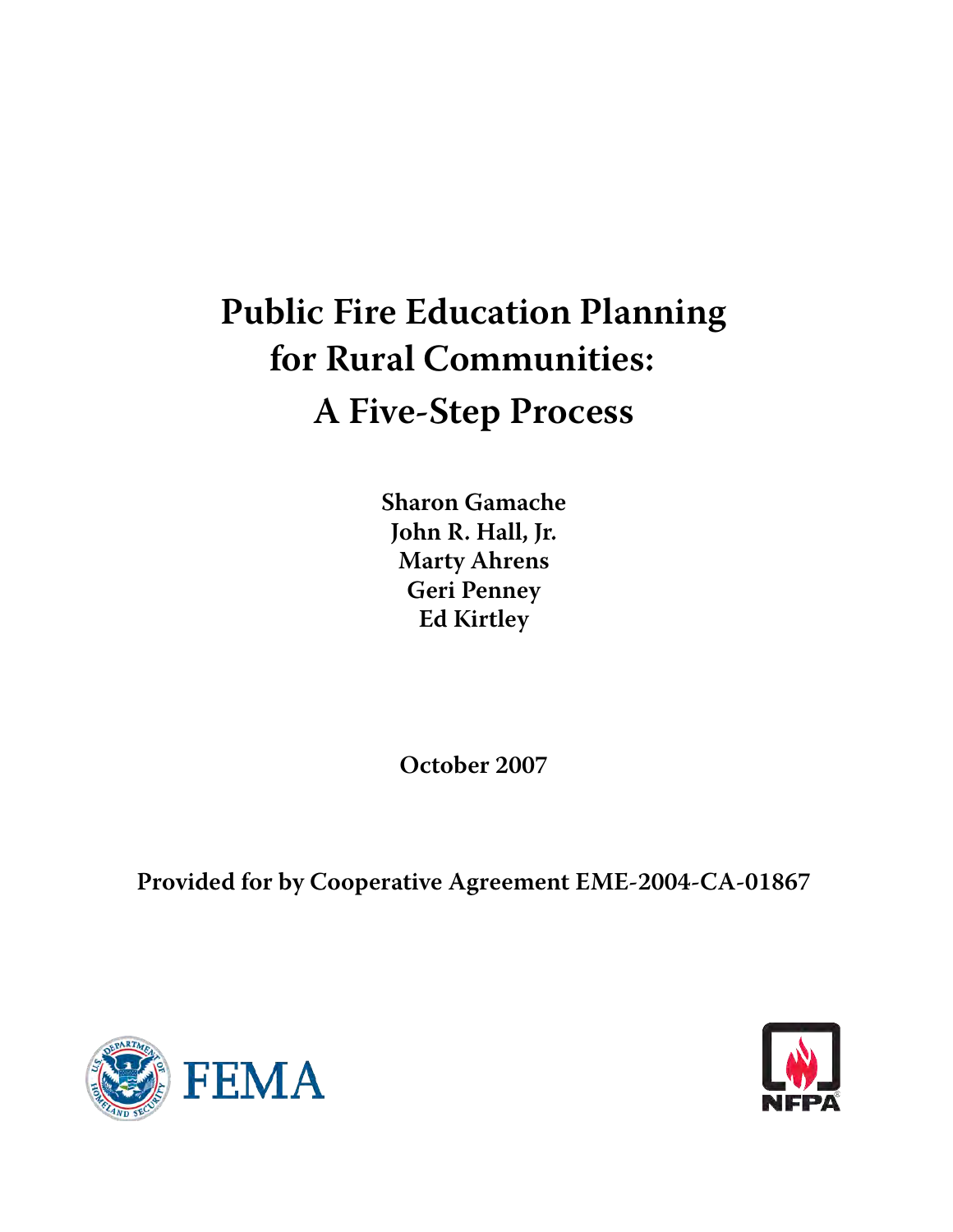# Public Fire Education Planning for Rural Communities: A Five-Step Process

**Sharon Gamache**
**John R. Hall, Jr.**
**Marty Ahrens**
**Geri Penney**
**Ed Kirtley**

**October 2007**

**Provided for by Cooperative Agreement EME-2004-CA-01867**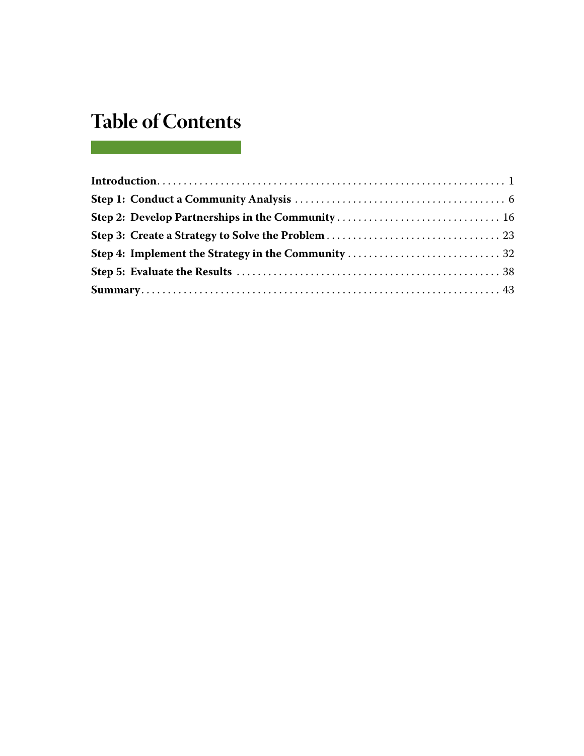# Table of Contents

**Introduction** . . . . . . . . . . . . . . . . . . . . . . . . . . . . . . . . . . . . . . . . . . . . . . . . . . . . . . . . . . . . . . 1

**Step 1: Conduct a Community Analysis** . . . . . . . . . . . . . . . . . . . . . . . . . . . . . . . . . . . . . . . 6

**Step 2: Develop Partnerships in the Community** . . . . . . . . . . . . . . . . . . . . . . . . . . . . . . . 16

**Step 3: Create a Strategy to Solve the Problem** . . . . . . . . . . . . . . . . . . . . . . . . . . . . . . . . 23

**Step 4: Implement the Strategy in the Community** . . . . . . . . . . . . . . . . . . . . . . . . . . . . . 32

**Step 5: Evaluate the Results** . . . . . . . . . . . . . . . . . . . . . . . . . . . . . . . . . . . . . . . . . . . . . . 38

**Summary** . . . . . . . . . . . . . . . . . . . . . . . . . . . . . . . . . . . . . . . . . . . . . . . . . . . . . . . . . . . . . . 43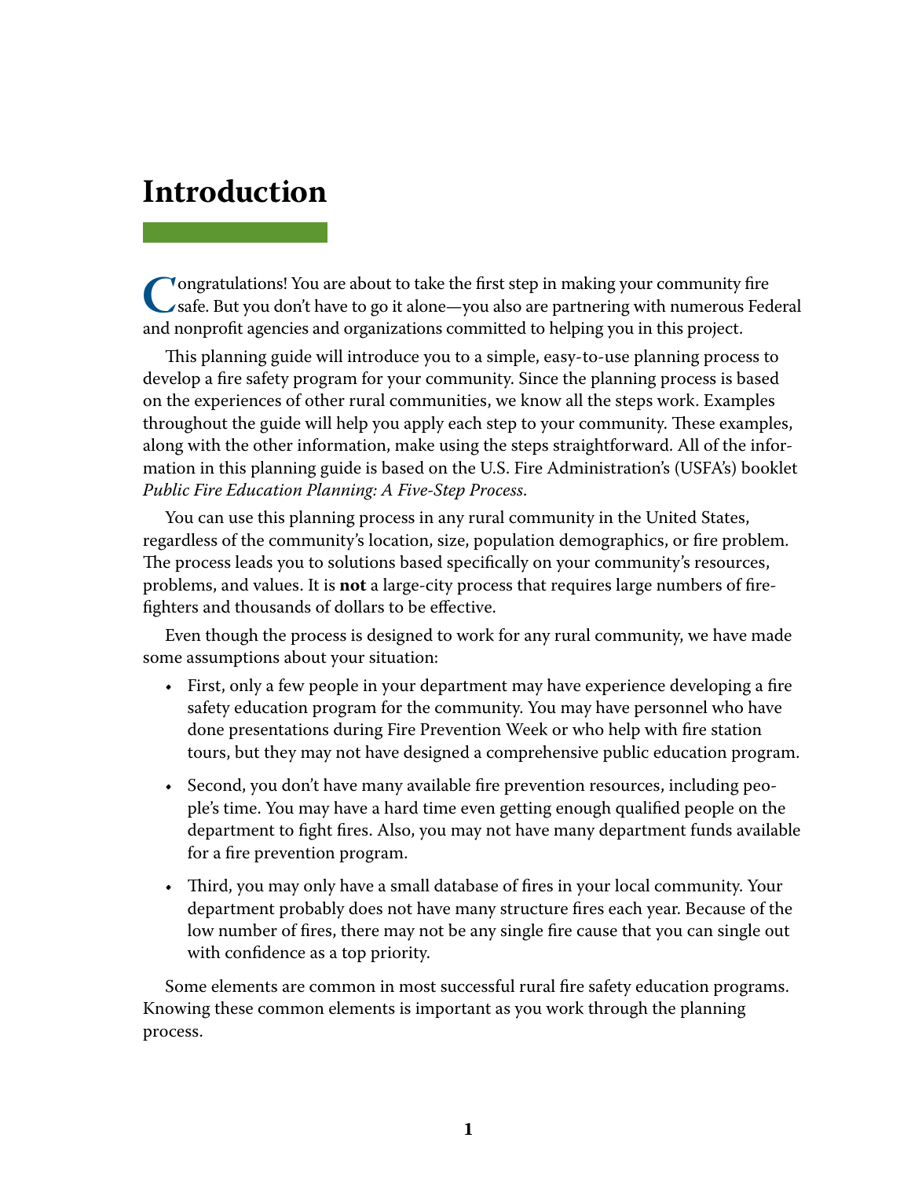# Introduction

Congratulations! You are about to take the first step in making your community fire safe. But you don't have to go it alone—you also are partnering with numerous Federal and nonprofit agencies and organizations committed to helping you in this project.

This planning guide will introduce you to a simple, easy-to-use planning process to develop a fire safety program for your community. Since the planning process is based on the experiences of other rural communities, we know all the steps work. Examples throughout the guide will help you apply each step to your community. These examples, along with the other information, make using the steps straightforward. All of the information in this planning guide is based on the U.S. Fire Administration's (USFA's) booklet *Public Fire Education Planning: A Five-Step Process.*

You can use this planning process in any rural community in the United States, regardless of the community's location, size, population demographics, or fire problem. The process leads you to solutions based specifically on your community's resources, problems, and values. It is **not** a large-city process that requires large numbers of firefighters and thousands of dollars to be effective.

Even though the process is designed to work for any rural community, we have made some assumptions about your situation:

- First, only a few people in your department may have experience developing a fire safety education program for the community. You may have personnel who have done presentations during Fire Prevention Week or who help with fire station tours, but they may not have designed a comprehensive public education program.
- Second, you don't have many available fire prevention resources, including people's time. You may have a hard time even getting enough qualified people on the department to fight fires. Also, you may not have many department funds available for a fire prevention program.
- Third, you may only have a small database of fires in your local community. Your department probably does not have many structure fires each year. Because of the low number of fires, there may not be any single fire cause that you can single out with confidence as a top priority.

Some elements are common in most successful rural fire safety education programs. Knowing these common elements is important as you work through the planning process.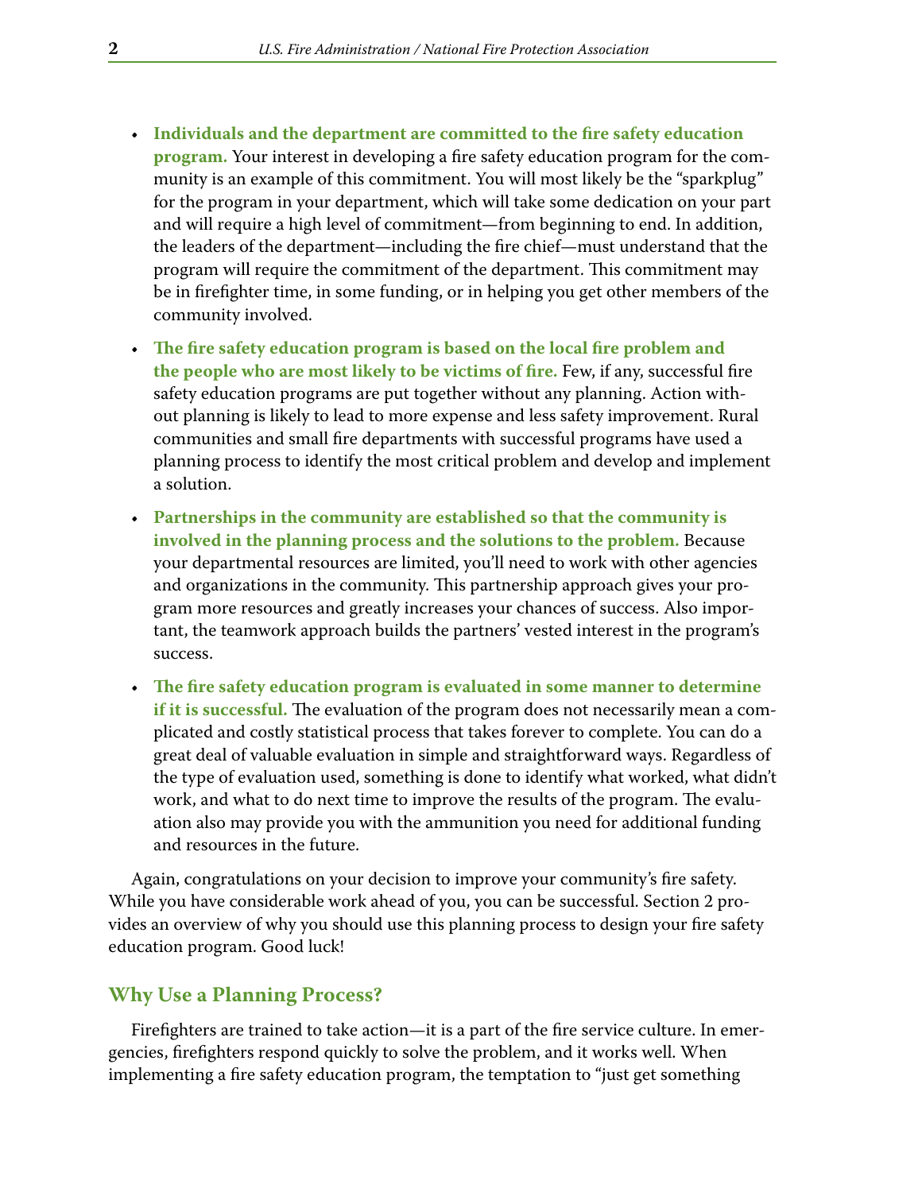- **Individuals and the department are committed to the fire safety education program.** Your interest in developing a fire safety education program for the community is an example of this commitment. You will most likely be the "sparkplug" for the program in your department, which will take some dedication on your part and will require a high level of commitment—from beginning to end. In addition, the leaders of the department—including the fire chief—must understand that the program will require the commitment of the department. This commitment may be in firefighter time, in some funding, or in helping you get other members of the community involved.
- **The fire safety education program is based on the local fire problem and the people who are most likely to be victims of fire.** Few, if any, successful fire safety education programs are put together without any planning. Action without planning is likely to lead to more expense and less safety improvement. Rural communities and small fire departments with successful programs have used a planning process to identify the most critical problem and develop and implement a solution.
- **Partnerships in the community are established so that the community is involved in the planning process and the solutions to the problem.** Because your departmental resources are limited, you'll need to work with other agencies and organizations in the community. This partnership approach gives your program more resources and greatly increases your chances of success. Also important, the teamwork approach builds the partners' vested interest in the program's success.
- **The fire safety education program is evaluated in some manner to determine if it is successful.** The evaluation of the program does not necessarily mean a complicated and costly statistical process that takes forever to complete. You can do a great deal of valuable evaluation in simple and straightforward ways. Regardless of the type of evaluation used, something is done to identify what worked, what didn't work, and what to do next time to improve the results of the program. The evaluation also may provide you with the ammunition you need for additional funding and resources in the future.

Again, congratulations on your decision to improve your community's fire safety. While you have considerable work ahead of you, you can be successful. Section 2 provides an overview of why you should use this planning process to design your fire safety education program. Good luck!

## Why Use a Planning Process?

Firefighters are trained to take action—it is a part of the fire service culture. In emergencies, firefighters respond quickly to solve the problem, and it works well. When implementing a fire safety education program, the temptation to "just get something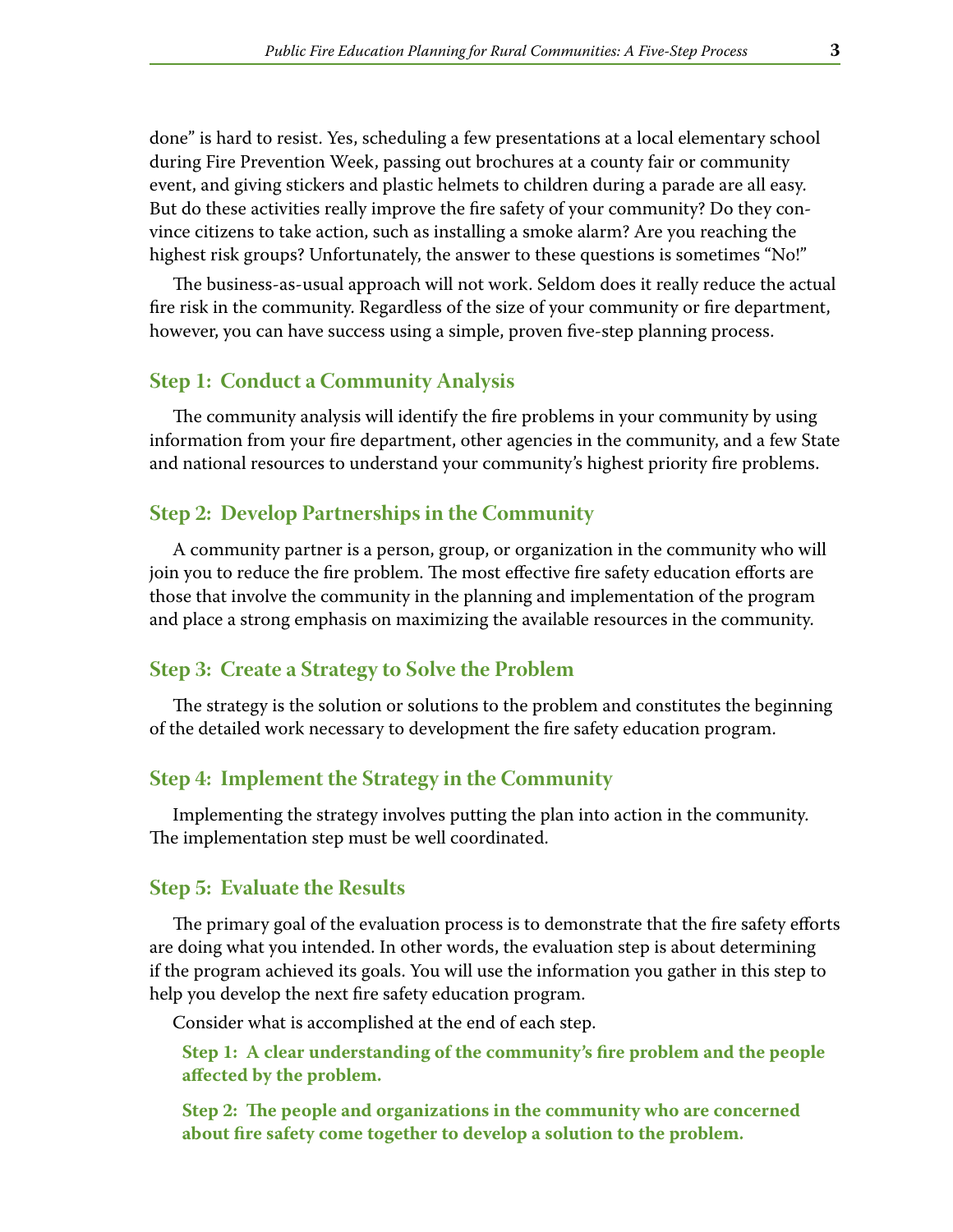done" is hard to resist. Yes, scheduling a few presentations at a local elementary school during Fire Prevention Week, passing out brochures at a county fair or community event, and giving stickers and plastic helmets to children during a parade are all easy. But do these activities really improve the fire safety of your community? Do they convince citizens to take action, such as installing a smoke alarm? Are you reaching the highest risk groups? Unfortunately, the answer to these questions is sometimes "No!"

The business-as-usual approach will not work. Seldom does it really reduce the actual fire risk in the community. Regardless of the size of your community or fire department, however, you can have success using a simple, proven five-step planning process.

### Step 1: Conduct a Community Analysis

The community analysis will identify the fire problems in your community by using information from your fire department, other agencies in the community, and a few State and national resources to understand your community's highest priority fire problems.

### Step 2: Develop Partnerships in the Community

A community partner is a person, group, or organization in the community who will join you to reduce the fire problem. The most effective fire safety education efforts are those that involve the community in the planning and implementation of the program and place a strong emphasis on maximizing the available resources in the community.

### Step 3: Create a Strategy to Solve the Problem

The strategy is the solution or solutions to the problem and constitutes the beginning of the detailed work necessary to development the fire safety education program.

### Step 4: Implement the Strategy in the Community

Implementing the strategy involves putting the plan into action in the community. The implementation step must be well coordinated.

### Step 5: Evaluate the Results

The primary goal of the evaluation process is to demonstrate that the fire safety efforts are doing what you intended. In other words, the evaluation step is about determining if the program achieved its goals. You will use the information you gather in this step to help you develop the next fire safety education program.

Consider what is accomplished at the end of each step.

**Step 1: A clear understanding of the community's fire problem and the people affected by the problem.**

**Step 2: The people and organizations in the community who are concerned about fire safety come together to develop a solution to the problem.**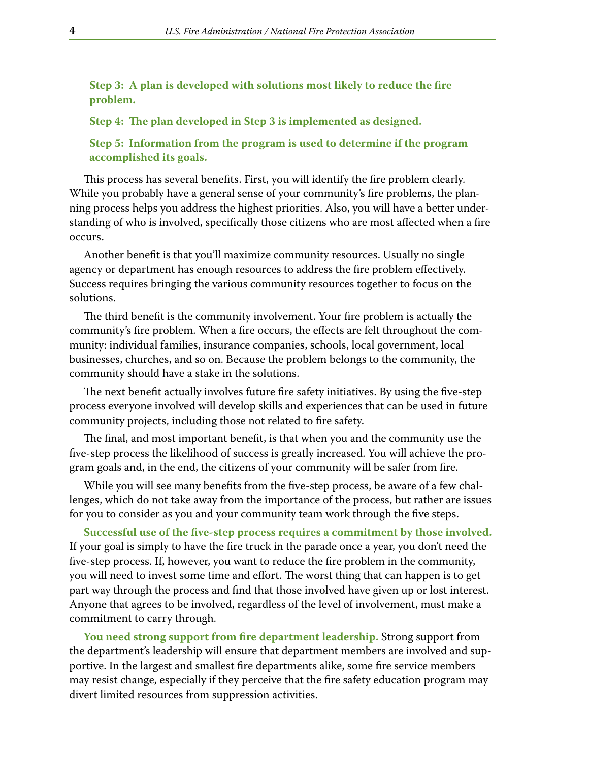**Step 3: A plan is developed with solutions most likely to reduce the fire problem.**

**Step 4: The plan developed in Step 3 is implemented as designed.**

**Step 5: Information from the program is used to determine if the program accomplished its goals.**

This process has several benefits. First, you will identify the fire problem clearly. While you probably have a general sense of your community's fire problems, the planning process helps you address the highest priorities. Also, you will have a better understanding of who is involved, specifically those citizens who are most affected when a fire occurs.

Another benefit is that you'll maximize community resources. Usually no single agency or department has enough resources to address the fire problem effectively. Success requires bringing the various community resources together to focus on the solutions.

The third benefit is the community involvement. Your fire problem is actually the community's fire problem. When a fire occurs, the effects are felt throughout the community: individual families, insurance companies, schools, local government, local businesses, churches, and so on. Because the problem belongs to the community, the community should have a stake in the solutions.

The next benefit actually involves future fire safety initiatives. By using the five-step process everyone involved will develop skills and experiences that can be used in future community projects, including those not related to fire safety.

The final, and most important benefit, is that when you and the community use the five-step process the likelihood of success is greatly increased. You will achieve the program goals and, in the end, the citizens of your community will be safer from fire.

While you will see many benefits from the five-step process, be aware of a few challenges, which do not take away from the importance of the process, but rather are issues for you to consider as you and your community team work through the five steps.

**Successful use of the five-step process requires a commitment by those involved.** If your goal is simply to have the fire truck in the parade once a year, you don't need the five-step process. If, however, you want to reduce the fire problem in the community, you will need to invest some time and effort. The worst thing that can happen is to get part way through the process and find that those involved have given up or lost interest. Anyone that agrees to be involved, regardless of the level of involvement, must make a commitment to carry through.

**You need strong support from fire department leadership.** Strong support from the department's leadership will ensure that department members are involved and supportive. In the largest and smallest fire departments alike, some fire service members may resist change, especially if they perceive that the fire safety education program may divert limited resources from suppression activities.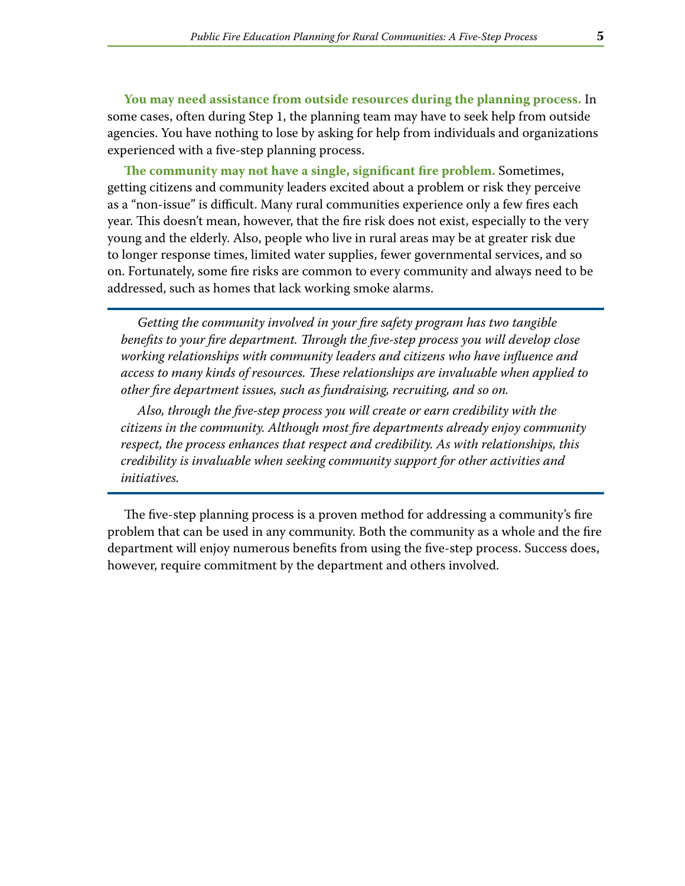**You may need assistance from outside resources during the planning process.** In some cases, often during Step 1, the planning team may have to seek help from outside agencies. You have nothing to lose by asking for help from individuals and organizations experienced with a five-step planning process.

**The community may not have a single, significant fire problem.** Sometimes, getting citizens and community leaders excited about a problem or risk they perceive as a "non-issue" is difficult. Many rural communities experience only a few fires each year. This doesn't mean, however, that the fire risk does not exist, especially to the very young and the elderly. Also, people who live in rural areas may be at greater risk due to longer response times, limited water supplies, fewer governmental services, and so on. Fortunately, some fire risks are common to every community and always need to be addressed, such as homes that lack working smoke alarms.

---

*Getting the community involved in your fire safety program has two tangible benefits to your fire department. Through the five-step process you will develop close working relationships with community leaders and citizens who have influence and access to many kinds of resources. These relationships are invaluable when applied to other fire department issues, such as fundraising, recruiting, and so on.*

*Also, through the five-step process you will create or earn credibility with the citizens in the community. Although most fire departments already enjoy community respect, the process enhances that respect and credibility. As with relationships, this credibility is invaluable when seeking community support for other activities and initiatives.*

---

The five-step planning process is a proven method for addressing a community's fire problem that can be used in any community. Both the community as a whole and the fire department will enjoy numerous benefits from using the five-step process. Success does, however, require commitment by the department and others involved.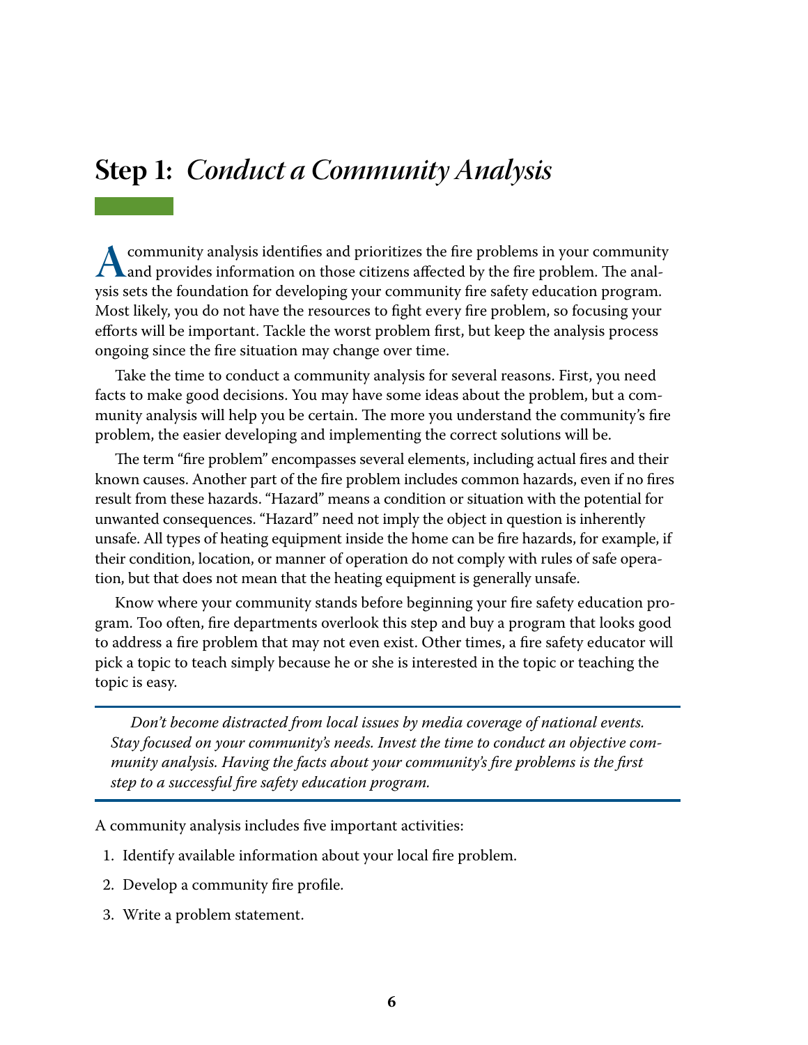# Step 1: *Conduct a Community Analysis*

A community analysis identifies and prioritizes the fire problems in your community and provides information on those citizens affected by the fire problem. The analysis sets the foundation for developing your community fire safety education program. Most likely, you do not have the resources to fight every fire problem, so focusing your efforts will be important. Tackle the worst problem first, but keep the analysis process ongoing since the fire situation may change over time.

Take the time to conduct a community analysis for several reasons. First, you need facts to make good decisions. You may have some ideas about the problem, but a community analysis will help you be certain. The more you understand the community's fire problem, the easier developing and implementing the correct solutions will be.

The term "fire problem" encompasses several elements, including actual fires and their known causes. Another part of the fire problem includes common hazards, even if no fires result from these hazards. "Hazard" means a condition or situation with the potential for unwanted consequences. "Hazard" need not imply the object in question is inherently unsafe. All types of heating equipment inside the home can be fire hazards, for example, if their condition, location, or manner of operation do not comply with rules of safe operation, but that does not mean that the heating equipment is generally unsafe.

Know where your community stands before beginning your fire safety education program. Too often, fire departments overlook this step and buy a program that looks good to address a fire problem that may not even exist. Other times, a fire safety educator will pick a topic to teach simply because he or she is interested in the topic or teaching the topic is easy.

---

*Don't become distracted from local issues by media coverage of national events. Stay focused on your community's needs. Invest the time to conduct an objective community analysis. Having the facts about your community's fire problems is the first step to a successful fire safety education program.*

---

A community analysis includes five important activities:

1. Identify available information about your local fire problem.
2. Develop a community fire profile.
3. Write a problem statement.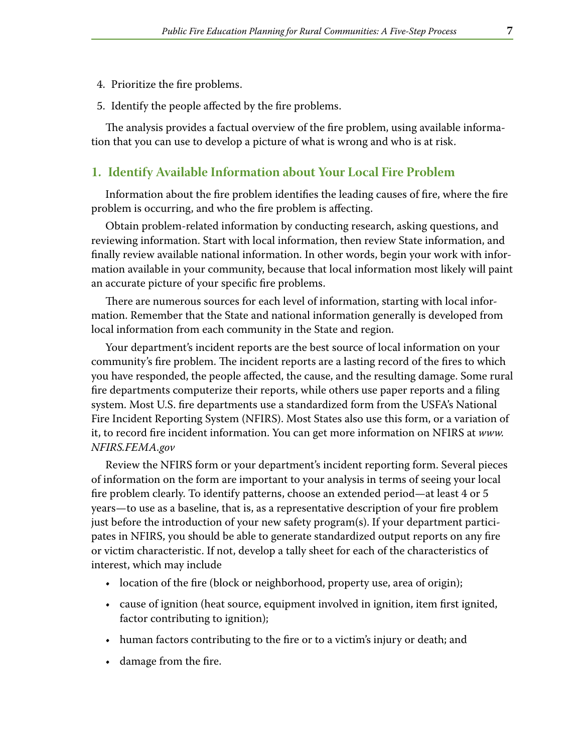4. Prioritize the fire problems.
5. Identify the people affected by the fire problems.

The analysis provides a factual overview of the fire problem, using available information that you can use to develop a picture of what is wrong and who is at risk.

## 1. Identify Available Information about Your Local Fire Problem

Information about the fire problem identifies the leading causes of fire, where the fire problem is occurring, and who the fire problem is affecting.

Obtain problem-related information by conducting research, asking questions, and reviewing information. Start with local information, then review State information, and finally review available national information. In other words, begin your work with information available in your community, because that local information most likely will paint an accurate picture of your specific fire problems.

There are numerous sources for each level of information, starting with local information. Remember that the State and national information generally is developed from local information from each community in the State and region.

Your department's incident reports are the best source of local information on your community's fire problem. The incident reports are a lasting record of the fires to which you have responded, the people affected, the cause, and the resulting damage. Some rural fire departments computerize their reports, while others use paper reports and a filing system. Most U.S. fire departments use a standardized form from the USFA's National Fire Incident Reporting System (NFIRS). Most States also use this form, or a variation of it, to record fire incident information. You can get more information on NFIRS at *www.NFIRS.FEMA.gov*

Review the NFIRS form or your department's incident reporting form. Several pieces of information on the form are important to your analysis in terms of seeing your local fire problem clearly. To identify patterns, choose an extended period—at least 4 or 5 years—to use as a baseline, that is, as a representative description of your fire problem just before the introduction of your new safety program(s). If your department participates in NFIRS, you should be able to generate standardized output reports on any fire or victim characteristic. If not, develop a tally sheet for each of the characteristics of interest, which may include

- location of the fire (block or neighborhood, property use, area of origin);
- cause of ignition (heat source, equipment involved in ignition, item first ignited, factor contributing to ignition);
- human factors contributing to the fire or to a victim's injury or death; and
- damage from the fire.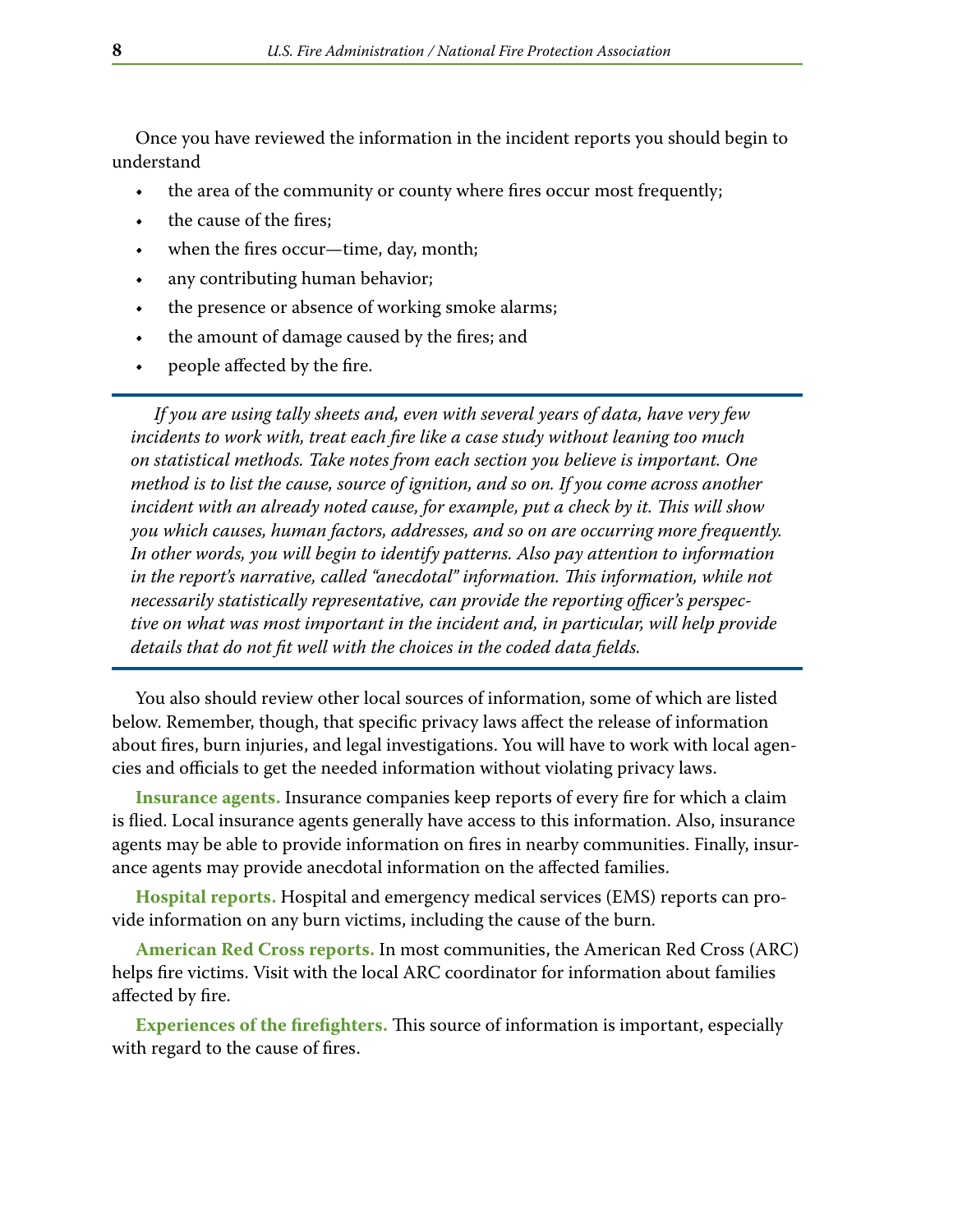Once you have reviewed the information in the incident reports you should begin to understand

- the area of the community or county where fires occur most frequently;
- the cause of the fires;
- when the fires occur—time, day, month;
- any contributing human behavior;
- the presence or absence of working smoke alarms;
- the amount of damage caused by the fires; and
- people affected by the fire.

---

*If you are using tally sheets and, even with several years of data, have very few incidents to work with, treat each fire like a case study without leaning too much on statistical methods. Take notes from each section you believe is important. One method is to list the cause, source of ignition, and so on. If you come across another incident with an already noted cause, for example, put a check by it. This will show you which causes, human factors, addresses, and so on are occurring more frequently. In other words, you will begin to identify patterns. Also pay attention to information in the report's narrative, called "anecdotal" information. This information, while not necessarily statistically representative, can provide the reporting officer's perspective on what was most important in the incident and, in particular, will help provide details that do not fit well with the choices in the coded data fields.*

---

You also should review other local sources of information, some of which are listed below. Remember, though, that specific privacy laws affect the release of information about fires, burn injuries, and legal investigations. You will have to work with local agencies and officials to get the needed information without violating privacy laws.

**Insurance agents.** Insurance companies keep reports of every fire for which a claim is flied. Local insurance agents generally have access to this information. Also, insurance agents may be able to provide information on fires in nearby communities. Finally, insurance agents may provide anecdotal information on the affected families.

**Hospital reports.** Hospital and emergency medical services (EMS) reports can provide information on any burn victims, including the cause of the burn.

**American Red Cross reports.** In most communities, the American Red Cross (ARC) helps fire victims. Visit with the local ARC coordinator for information about families affected by fire.

**Experiences of the firefighters.** This source of information is important, especially with regard to the cause of fires.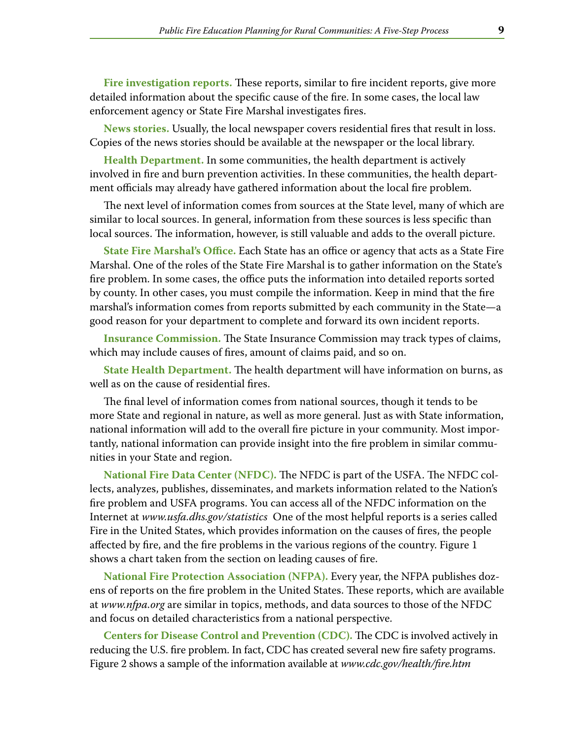**Fire investigation reports.** These reports, similar to fire incident reports, give more detailed information about the specific cause of the fire. In some cases, the local law enforcement agency or State Fire Marshal investigates fires.

**News stories.** Usually, the local newspaper covers residential fires that result in loss. Copies of the news stories should be available at the newspaper or the local library.

**Health Department.** In some communities, the health department is actively involved in fire and burn prevention activities. In these communities, the health department officials may already have gathered information about the local fire problem.

The next level of information comes from sources at the State level, many of which are similar to local sources. In general, information from these sources is less specific than local sources. The information, however, is still valuable and adds to the overall picture.

**State Fire Marshal's Office.** Each State has an office or agency that acts as a State Fire Marshal. One of the roles of the State Fire Marshal is to gather information on the State's fire problem. In some cases, the office puts the information into detailed reports sorted by county. In other cases, you must compile the information. Keep in mind that the fire marshal's information comes from reports submitted by each community in the State—a good reason for your department to complete and forward its own incident reports.

**Insurance Commission.** The State Insurance Commission may track types of claims, which may include causes of fires, amount of claims paid, and so on.

**State Health Department.** The health department will have information on burns, as well as on the cause of residential fires.

The final level of information comes from national sources, though it tends to be more State and regional in nature, as well as more general. Just as with State information, national information will add to the overall fire picture in your community. Most importantly, national information can provide insight into the fire problem in similar communities in your State and region.

**National Fire Data Center (NFDC).** The NFDC is part of the USFA. The NFDC collects, analyzes, publishes, disseminates, and markets information related to the Nation's fire problem and USFA programs. You can access all of the NFDC information on the Internet at *www.usfa.dhs.gov/statistics* One of the most helpful reports is a series called Fire in the United States, which provides information on the causes of fires, the people affected by fire, and the fire problems in the various regions of the country. Figure 1 shows a chart taken from the section on leading causes of fire.

**National Fire Protection Association (NFPA).** Every year, the NFPA publishes dozens of reports on the fire problem in the United States. These reports, which are available at *www.nfpa.org* are similar in topics, methods, and data sources to those of the NFDC and focus on detailed characteristics from a national perspective.

**Centers for Disease Control and Prevention (CDC).** The CDC is involved actively in reducing the U.S. fire problem. In fact, CDC has created several new fire safety programs. Figure 2 shows a sample of the information available at *www.cdc.gov/health/fire.htm*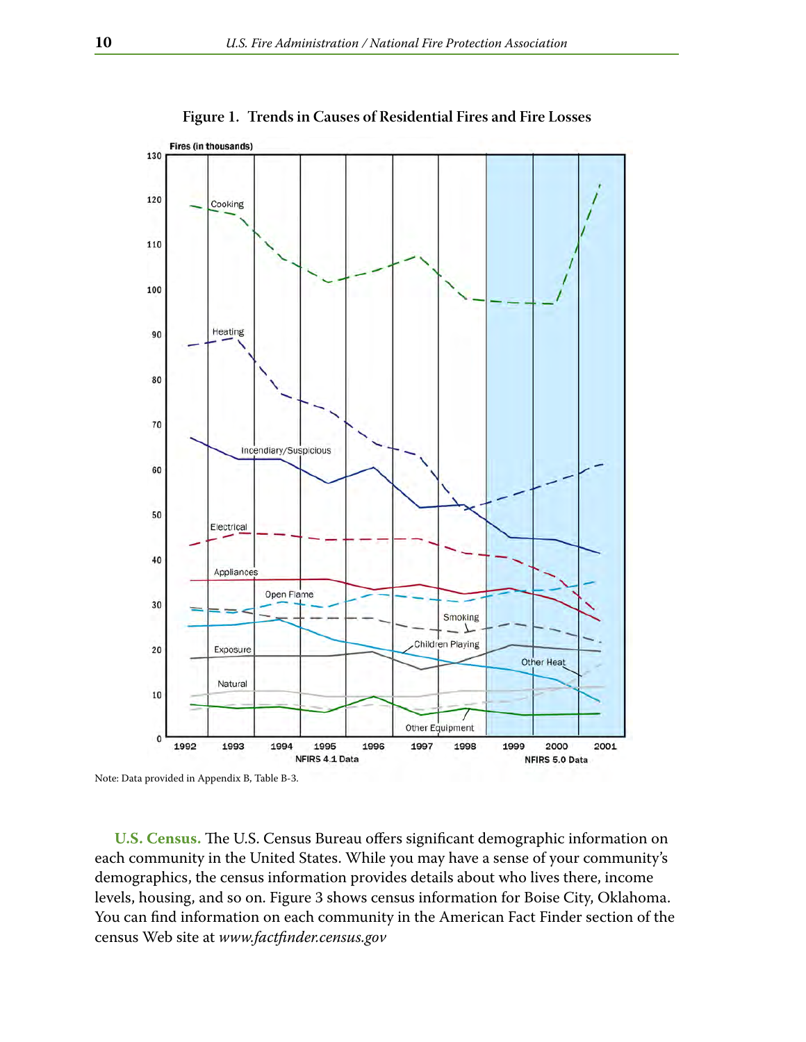**Figure 1. Trends in Causes of Residential Fires and Fire Losses**

Fires (in thousands)

130
120
110
100
90
80
70
60
50
40
30
20
10
0

Cooking
Heating
Incendiary/Suspicious
Electrical
Appliances
Open Flame
Smoking
Children Playing
Exposure
Other Heat
Natural
Other Equipment

1992 1993 1994 1995 1996 1997 1998 1999 2000 2001

NFIRS 4.1 Data
NFIRS 5.0 Data

Note: Data provided in Appendix B, Table B-3.

**U.S. Census.** The U.S. Census Bureau offers significant demographic information on each community in the United States. While you may have a sense of your community's demographics, the census information provides details about who lives there, income levels, housing, and so on. Figure 3 shows census information for Boise City, Oklahoma. You can find information on each community in the American Fact Finder section of the census Web site at *www.factfinder.census.gov*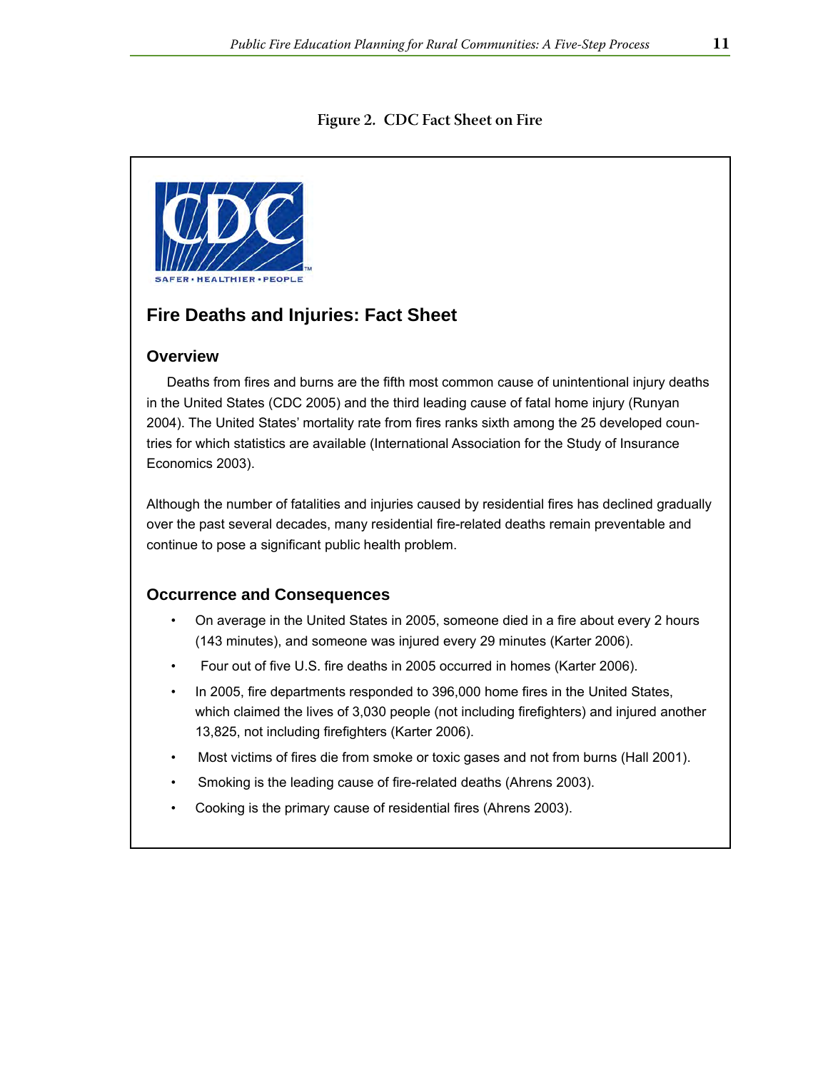Figure 2. CDC Fact Sheet on Fire

CDC

SAFER • HEALTHIER • PEOPLE

## Fire Deaths and Injuries: Fact Sheet

### Overview

Deaths from fires and burns are the fifth most common cause of unintentional injury deaths in the United States (CDC 2005) and the third leading cause of fatal home injury (Runyan 2004). The United States' mortality rate from fires ranks sixth among the 25 developed countries for which statistics are available (International Association for the Study of Insurance Economics 2003).

Although the number of fatalities and injuries caused by residential fires has declined gradually over the past several decades, many residential fire-related deaths remain preventable and continue to pose a significant public health problem.

### Occurrence and Consequences

- On average in the United States in 2005, someone died in a fire about every 2 hours (143 minutes), and someone was injured every 29 minutes (Karter 2006).
- Four out of five U.S. fire deaths in 2005 occurred in homes (Karter 2006).
- In 2005, fire departments responded to 396,000 home fires in the United States, which claimed the lives of 3,030 people (not including firefighters) and injured another 13,825, not including firefighters (Karter 2006).
- Most victims of fires die from smoke or toxic gases and not from burns (Hall 2001).
- Smoking is the leading cause of fire-related deaths (Ahrens 2003).
- Cooking is the primary cause of residential fires (Ahrens 2003).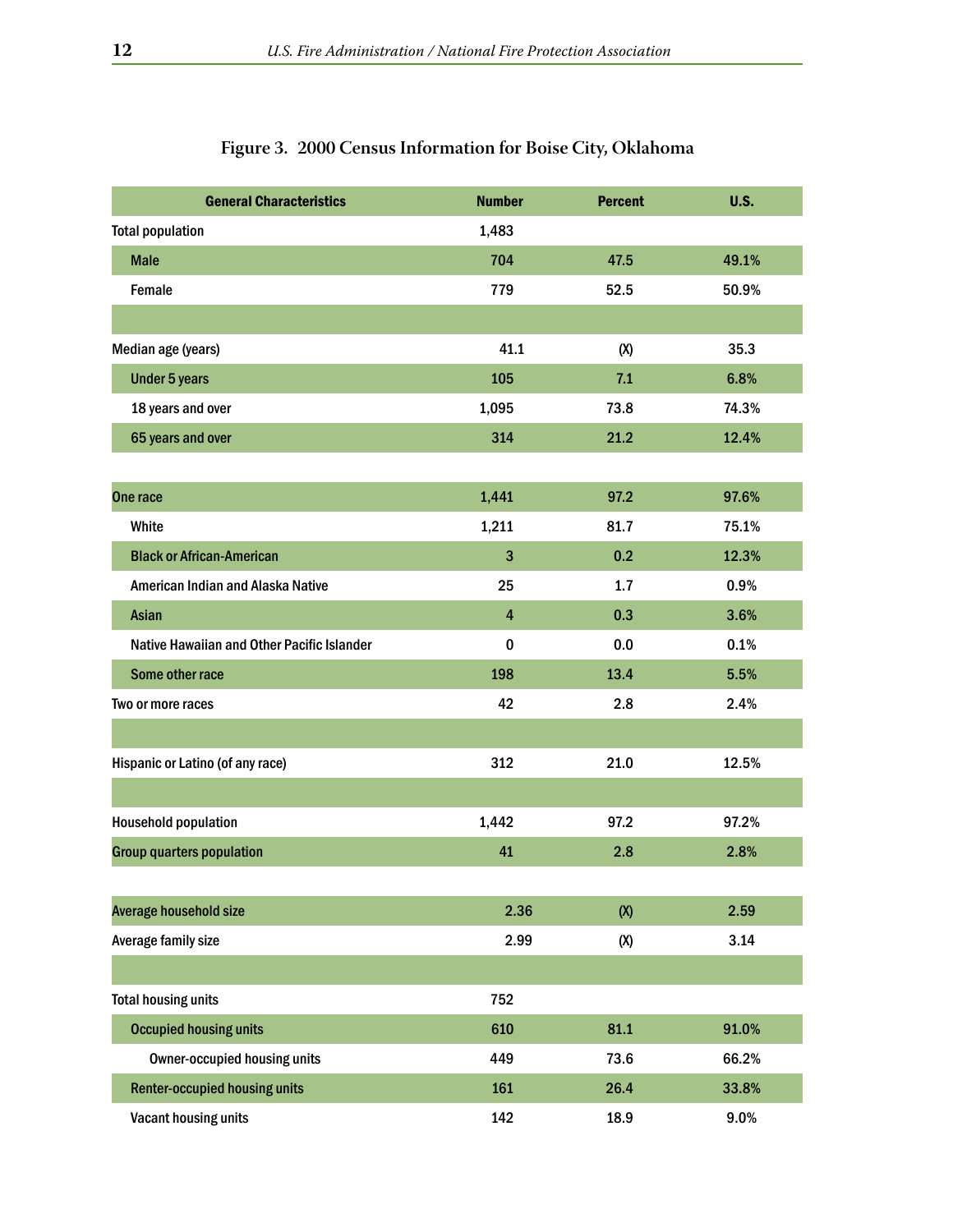**Figure 3. 2000 Census Information for Boise City, Oklahoma**

| General Characteristics | Number | Percent | U.S. |
|---|---|---|---|
| Total population | 1,483 | | |
| Male | 704 | 47.5 | 49.1% |
| Female | 779 | 52.5 | 50.9% |
| | | | |
| Median age (years) | 41.1 | (X) | 35.3 |
| Under 5 years | 105 | 7.1 | 6.8% |
| 18 years and over | 1,095 | 73.8 | 74.3% |
| 65 years and over | 314 | 21.2 | 12.4% |
| | | | |
| One race | 1,441 | 97.2 | 97.6% |
| White | 1,211 | 81.7 | 75.1% |
| Black or African-American | 3 | 0.2 | 12.3% |
| American Indian and Alaska Native | 25 | 1.7 | 0.9% |
| Asian | 4 | 0.3 | 3.6% |
| Native Hawaiian and Other Pacific Islander | 0 | 0.0 | 0.1% |
| Some other race | 198 | 13.4 | 5.5% |
| Two or more races | 42 | 2.8 | 2.4% |
| | | | |
| Hispanic or Latino (of any race) | 312 | 21.0 | 12.5% |
| | | | |
| Household population | 1,442 | 97.2 | 97.2% |
| Group quarters population | 41 | 2.8 | 2.8% |
| | | | |
| Average household size | 2.36 | (X) | 2.59 |
| Average family size | 2.99 | (X) | 3.14 |
| | | | |
| Total housing units | 752 | | |
| Occupied housing units | 610 | 81.1 | 91.0% |
| Owner-occupied housing units | 449 | 73.6 | 66.2% |
| Renter-occupied housing units | 161 | 26.4 | 33.8% |
| Vacant housing units | 142 | 18.9 | 9.0% |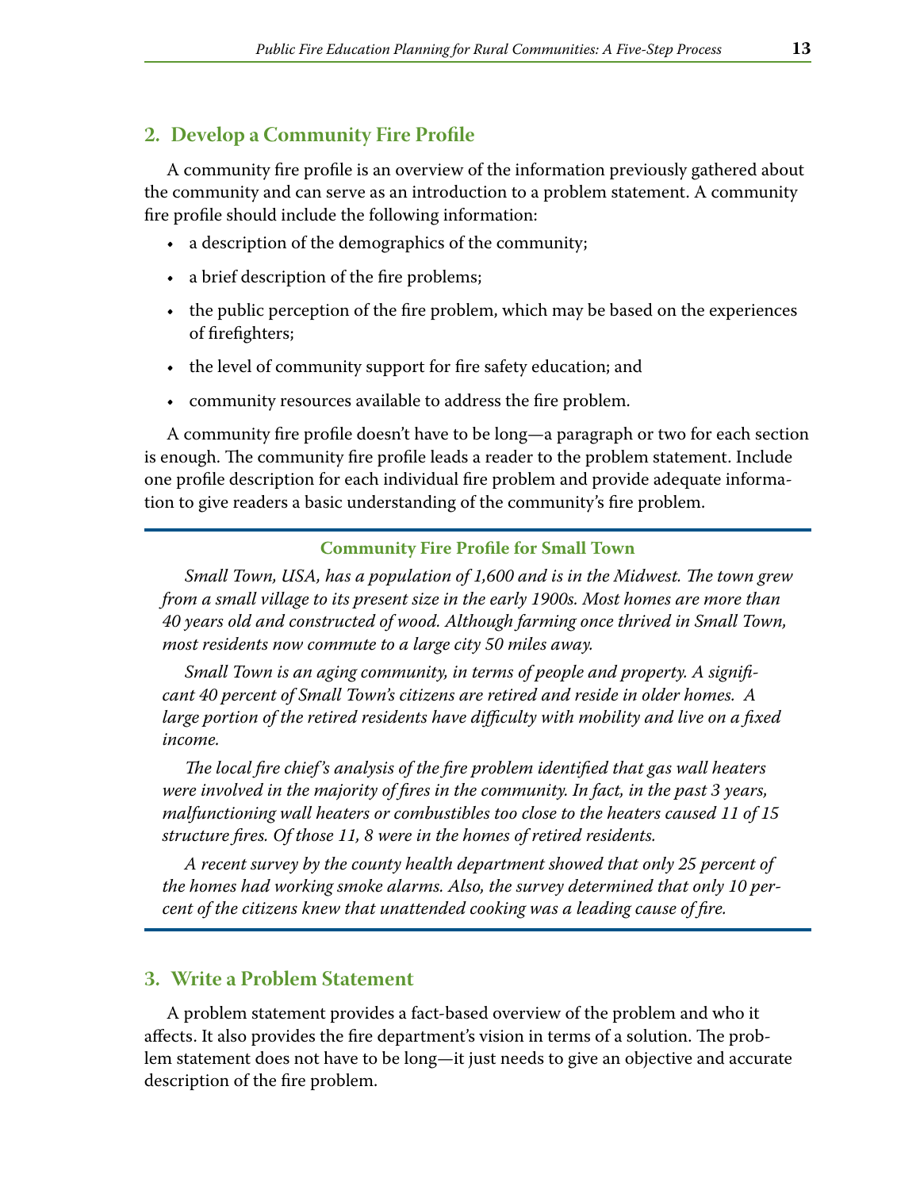## 2. Develop a Community Fire Profile

A community fire profile is an overview of the information previously gathered about the community and can serve as an introduction to a problem statement. A community fire profile should include the following information:

- a description of the demographics of the community;
- a brief description of the fire problems;
- the public perception of the fire problem, which may be based on the experiences of firefighters;
- the level of community support for fire safety education; and
- community resources available to address the fire problem.

A community fire profile doesn't have to be long—a paragraph or two for each section is enough. The community fire profile leads a reader to the problem statement. Include one profile description for each individual fire problem and provide adequate information to give readers a basic understanding of the community's fire problem.

---

**Community Fire Profile for Small Town**

*Small Town, USA, has a population of 1,600 and is in the Midwest. The town grew from a small village to its present size in the early 1900s. Most homes are more than 40 years old and constructed of wood. Although farming once thrived in Small Town, most residents now commute to a large city 50 miles away.*

*Small Town is an aging community, in terms of people and property. A significant 40 percent of Small Town's citizens are retired and reside in older homes. A large portion of the retired residents have difficulty with mobility and live on a fixed income.*

*The local fire chief's analysis of the fire problem identified that gas wall heaters were involved in the majority of fires in the community. In fact, in the past 3 years, malfunctioning wall heaters or combustibles too close to the heaters caused 11 of 15 structure fires. Of those 11, 8 were in the homes of retired residents.*

*A recent survey by the county health department showed that only 25 percent of the homes had working smoke alarms. Also, the survey determined that only 10 percent of the citizens knew that unattended cooking was a leading cause of fire.*

---

## 3. Write a Problem Statement

A problem statement provides a fact-based overview of the problem and who it affects. It also provides the fire department's vision in terms of a solution. The problem statement does not have to be long—it just needs to give an objective and accurate description of the fire problem.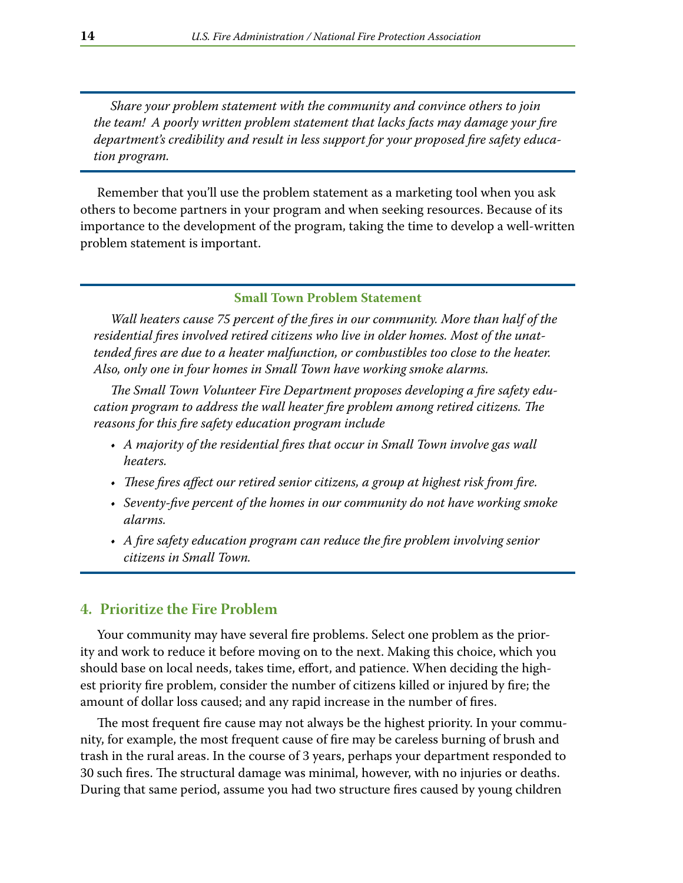*Share your problem statement with the community and convince others to join the team! A poorly written problem statement that lacks facts may damage your fire department's credibility and result in less support for your proposed fire safety education program.*

Remember that you'll use the problem statement as a marketing tool when you ask others to become partners in your program and when seeking resources. Because of its importance to the development of the program, taking the time to develop a well-written problem statement is important.

**Small Town Problem Statement**

*Wall heaters cause 75 percent of the fires in our community. More than half of the residential fires involved retired citizens who live in older homes. Most of the unattended fires are due to a heater malfunction, or combustibles too close to the heater. Also, only one in four homes in Small Town have working smoke alarms.*

*The Small Town Volunteer Fire Department proposes developing a fire safety education program to address the wall heater fire problem among retired citizens. The reasons for this fire safety education program include*

- *A majority of the residential fires that occur in Small Town involve gas wall heaters.*
- *These fires affect our retired senior citizens, a group at highest risk from fire.*
- *Seventy-five percent of the homes in our community do not have working smoke alarms.*
- *A fire safety education program can reduce the fire problem involving senior citizens in Small Town.*

## 4. Prioritize the Fire Problem

Your community may have several fire problems. Select one problem as the priority and work to reduce it before moving on to the next. Making this choice, which you should base on local needs, takes time, effort, and patience. When deciding the highest priority fire problem, consider the number of citizens killed or injured by fire; the amount of dollar loss caused; and any rapid increase in the number of fires.

The most frequent fire cause may not always be the highest priority. In your community, for example, the most frequent cause of fire may be careless burning of brush and trash in the rural areas. In the course of 3 years, perhaps your department responded to 30 such fires. The structural damage was minimal, however, with no injuries or deaths. During that same period, assume you had two structure fires caused by young children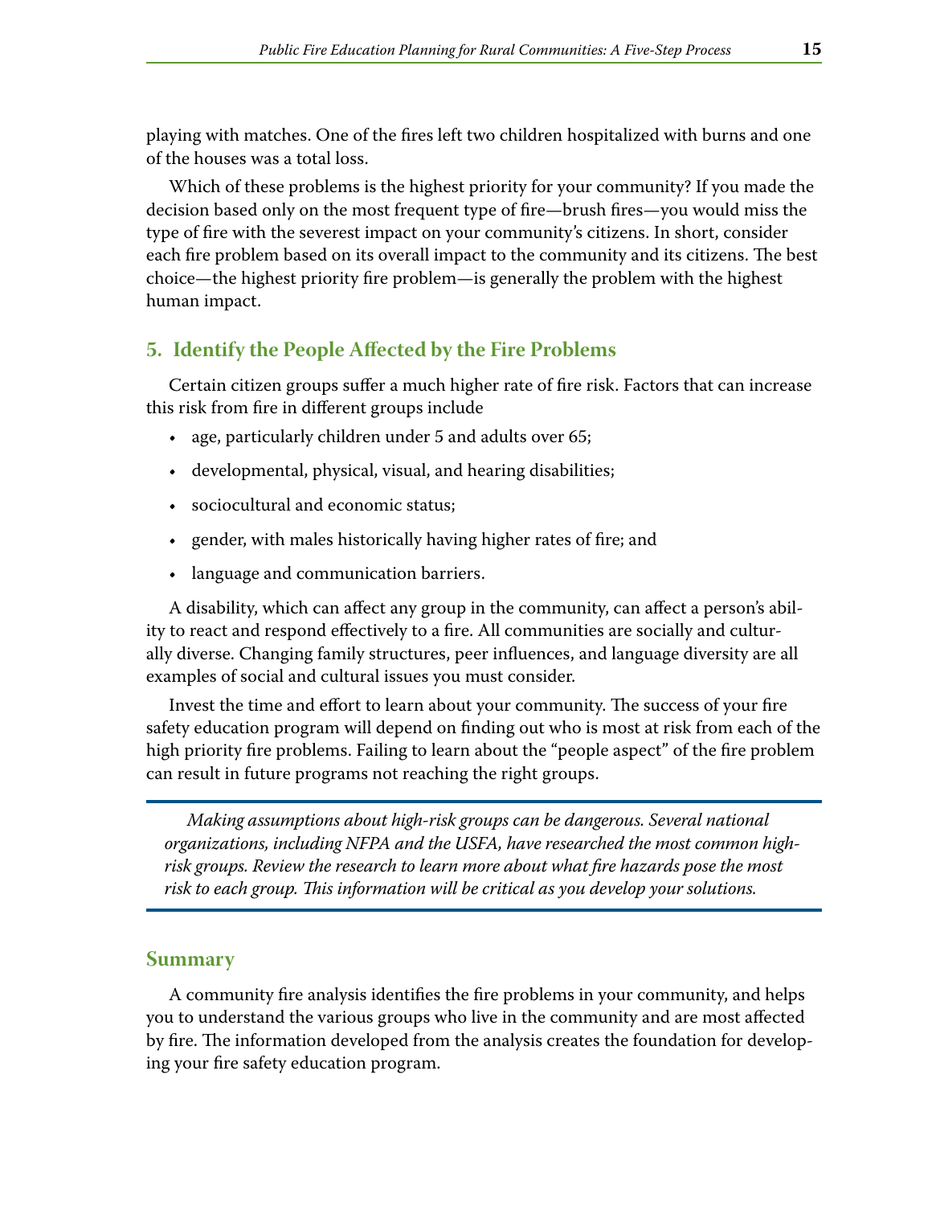playing with matches. One of the fires left two children hospitalized with burns and one of the houses was a total loss.

Which of these problems is the highest priority for your community? If you made the decision based only on the most frequent type of fire—brush fires—you would miss the type of fire with the severest impact on your community's citizens. In short, consider each fire problem based on its overall impact to the community and its citizens. The best choice—the highest priority fire problem—is generally the problem with the highest human impact.

### 5. Identify the People Affected by the Fire Problems

Certain citizen groups suffer a much higher rate of fire risk. Factors that can increase this risk from fire in different groups include

- age, particularly children under 5 and adults over 65;
- developmental, physical, visual, and hearing disabilities;
- sociocultural and economic status;
- gender, with males historically having higher rates of fire; and
- language and communication barriers.

A disability, which can affect any group in the community, can affect a person's ability to react and respond effectively to a fire. All communities are socially and culturally diverse. Changing family structures, peer influences, and language diversity are all examples of social and cultural issues you must consider.

Invest the time and effort to learn about your community. The success of your fire safety education program will depend on finding out who is most at risk from each of the high priority fire problems. Failing to learn about the "people aspect" of the fire problem can result in future programs not reaching the right groups.

> *Making assumptions about high-risk groups can be dangerous. Several national organizations, including NFPA and the USFA, have researched the most common high-risk groups. Review the research to learn more about what fire hazards pose the most risk to each group. This information will be critical as you develop your solutions.*

## Summary

A community fire analysis identifies the fire problems in your community, and helps you to understand the various groups who live in the community and are most affected by fire. The information developed from the analysis creates the foundation for developing your fire safety education program.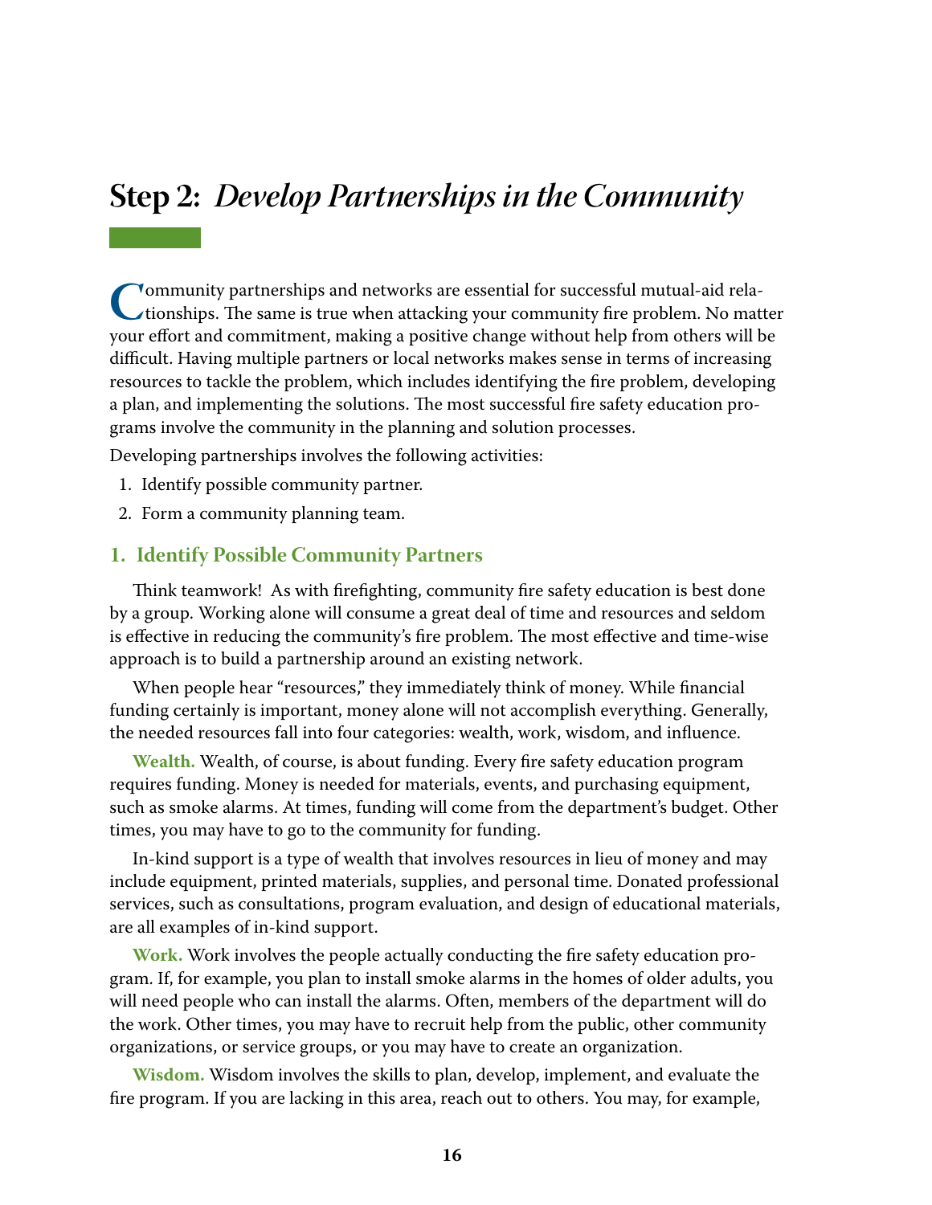# Step 2: *Develop Partnerships in the Community*

Community partnerships and networks are essential for successful mutual-aid relationships. The same is true when attacking your community fire problem. No matter your effort and commitment, making a positive change without help from others will be difficult. Having multiple partners or local networks makes sense in terms of increasing resources to tackle the problem, which includes identifying the fire problem, developing a plan, and implementing the solutions. The most successful fire safety education programs involve the community in the planning and solution processes.

Developing partnerships involves the following activities:

1. Identify possible community partner.
2. Form a community planning team.

## 1. Identify Possible Community Partners

Think teamwork! As with firefighting, community fire safety education is best done by a group. Working alone will consume a great deal of time and resources and seldom is effective in reducing the community's fire problem. The most effective and time-wise approach is to build a partnership around an existing network.

When people hear "resources," they immediately think of money. While financial funding certainly is important, money alone will not accomplish everything. Generally, the needed resources fall into four categories: wealth, work, wisdom, and influence.

**Wealth.** Wealth, of course, is about funding. Every fire safety education program requires funding. Money is needed for materials, events, and purchasing equipment, such as smoke alarms. At times, funding will come from the department's budget. Other times, you may have to go to the community for funding.

In-kind support is a type of wealth that involves resources in lieu of money and may include equipment, printed materials, supplies, and personal time. Donated professional services, such as consultations, program evaluation, and design of educational materials, are all examples of in-kind support.

**Work.** Work involves the people actually conducting the fire safety education program. If, for example, you plan to install smoke alarms in the homes of older adults, you will need people who can install the alarms. Often, members of the department will do the work. Other times, you may have to recruit help from the public, other community organizations, or service groups, or you may have to create an organization.

**Wisdom.** Wisdom involves the skills to plan, develop, implement, and evaluate the fire program. If you are lacking in this area, reach out to others. You may, for example,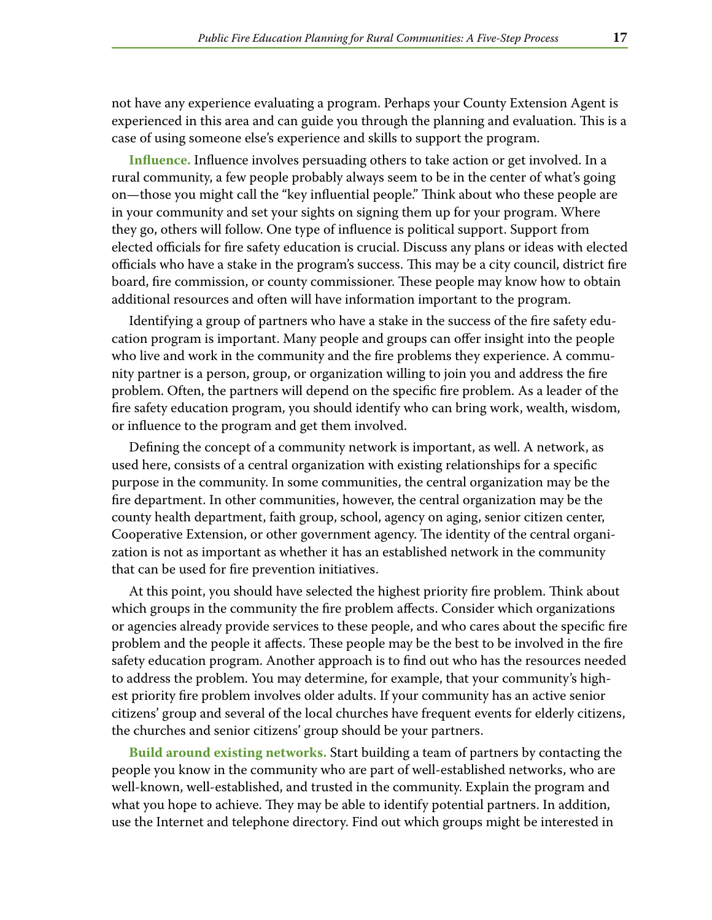not have any experience evaluating a program. Perhaps your County Extension Agent is experienced in this area and can guide you through the planning and evaluation. This is a case of using someone else's experience and skills to support the program.

**Influence.** Influence involves persuading others to take action or get involved. In a rural community, a few people probably always seem to be in the center of what's going on—those you might call the "key influential people." Think about who these people are in your community and set your sights on signing them up for your program. Where they go, others will follow. One type of influence is political support. Support from elected officials for fire safety education is crucial. Discuss any plans or ideas with elected officials who have a stake in the program's success. This may be a city council, district fire board, fire commission, or county commissioner. These people may know how to obtain additional resources and often will have information important to the program.

Identifying a group of partners who have a stake in the success of the fire safety education program is important. Many people and groups can offer insight into the people who live and work in the community and the fire problems they experience. A community partner is a person, group, or organization willing to join you and address the fire problem. Often, the partners will depend on the specific fire problem. As a leader of the fire safety education program, you should identify who can bring work, wealth, wisdom, or influence to the program and get them involved.

Defining the concept of a community network is important, as well. A network, as used here, consists of a central organization with existing relationships for a specific purpose in the community. In some communities, the central organization may be the fire department. In other communities, however, the central organization may be the county health department, faith group, school, agency on aging, senior citizen center, Cooperative Extension, or other government agency. The identity of the central organization is not as important as whether it has an established network in the community that can be used for fire prevention initiatives.

At this point, you should have selected the highest priority fire problem. Think about which groups in the community the fire problem affects. Consider which organizations or agencies already provide services to these people, and who cares about the specific fire problem and the people it affects. These people may be the best to be involved in the fire safety education program. Another approach is to find out who has the resources needed to address the problem. You may determine, for example, that your community's highest priority fire problem involves older adults. If your community has an active senior citizens' group and several of the local churches have frequent events for elderly citizens, the churches and senior citizens' group should be your partners.

**Build around existing networks.** Start building a team of partners by contacting the people you know in the community who are part of well-established networks, who are well-known, well-established, and trusted in the community. Explain the program and what you hope to achieve. They may be able to identify potential partners. In addition, use the Internet and telephone directory. Find out which groups might be interested in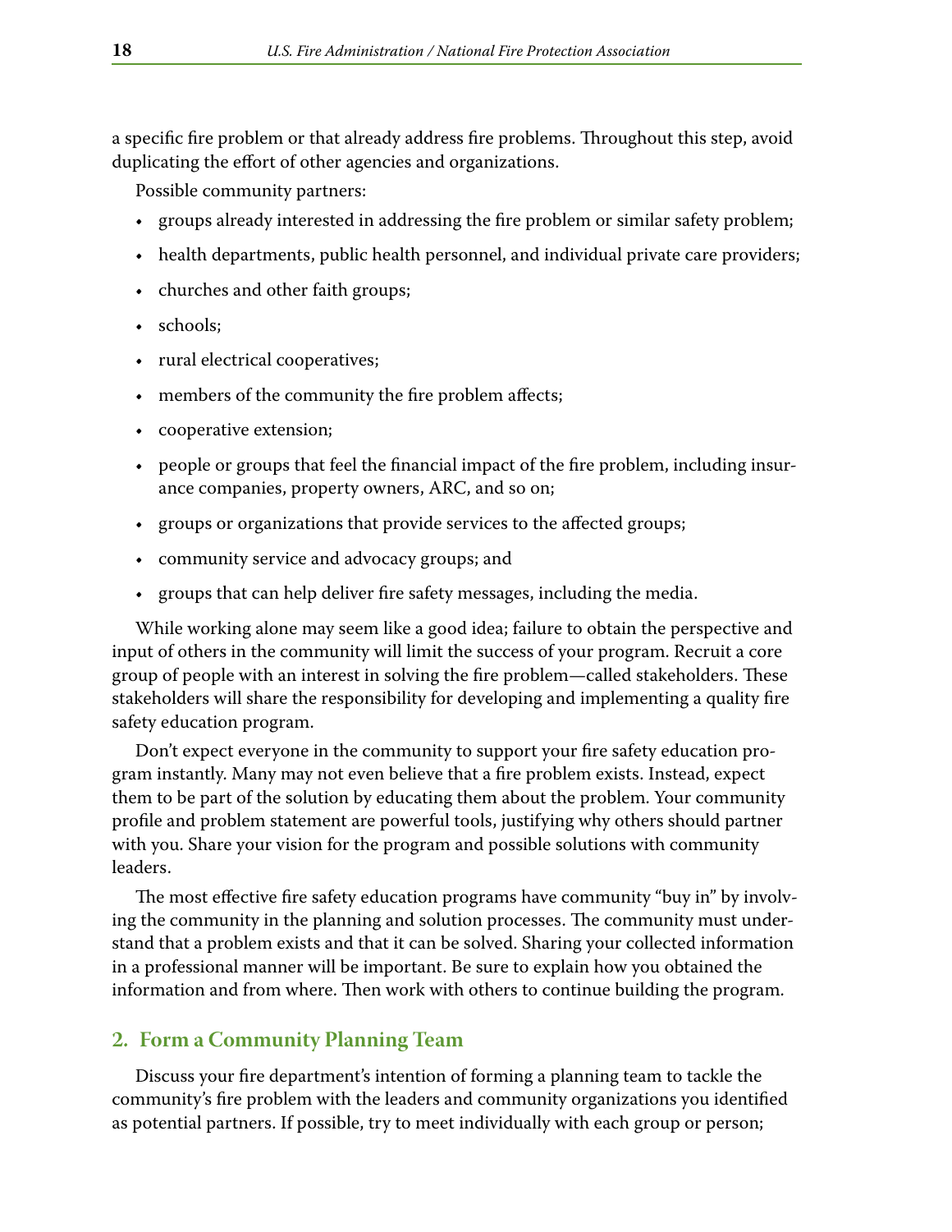a specific fire problem or that already address fire problems. Throughout this step, avoid duplicating the effort of other agencies and organizations.

Possible community partners:

- groups already interested in addressing the fire problem or similar safety problem;
- health departments, public health personnel, and individual private care providers;
- churches and other faith groups;
- schools;
- rural electrical cooperatives;
- members of the community the fire problem affects;
- cooperative extension;
- people or groups that feel the financial impact of the fire problem, including insurance companies, property owners, ARC, and so on;
- groups or organizations that provide services to the affected groups;
- community service and advocacy groups; and
- groups that can help deliver fire safety messages, including the media.

While working alone may seem like a good idea; failure to obtain the perspective and input of others in the community will limit the success of your program. Recruit a core group of people with an interest in solving the fire problem—called stakeholders. These stakeholders will share the responsibility for developing and implementing a quality fire safety education program.

Don't expect everyone in the community to support your fire safety education program instantly. Many may not even believe that a fire problem exists. Instead, expect them to be part of the solution by educating them about the problem. Your community profile and problem statement are powerful tools, justifying why others should partner with you. Share your vision for the program and possible solutions with community leaders.

The most effective fire safety education programs have community "buy in" by involving the community in the planning and solution processes. The community must understand that a problem exists and that it can be solved. Sharing your collected information in a professional manner will be important. Be sure to explain how you obtained the information and from where. Then work with others to continue building the program.

## 2. Form a Community Planning Team

Discuss your fire department's intention of forming a planning team to tackle the community's fire problem with the leaders and community organizations you identified as potential partners. If possible, try to meet individually with each group or person;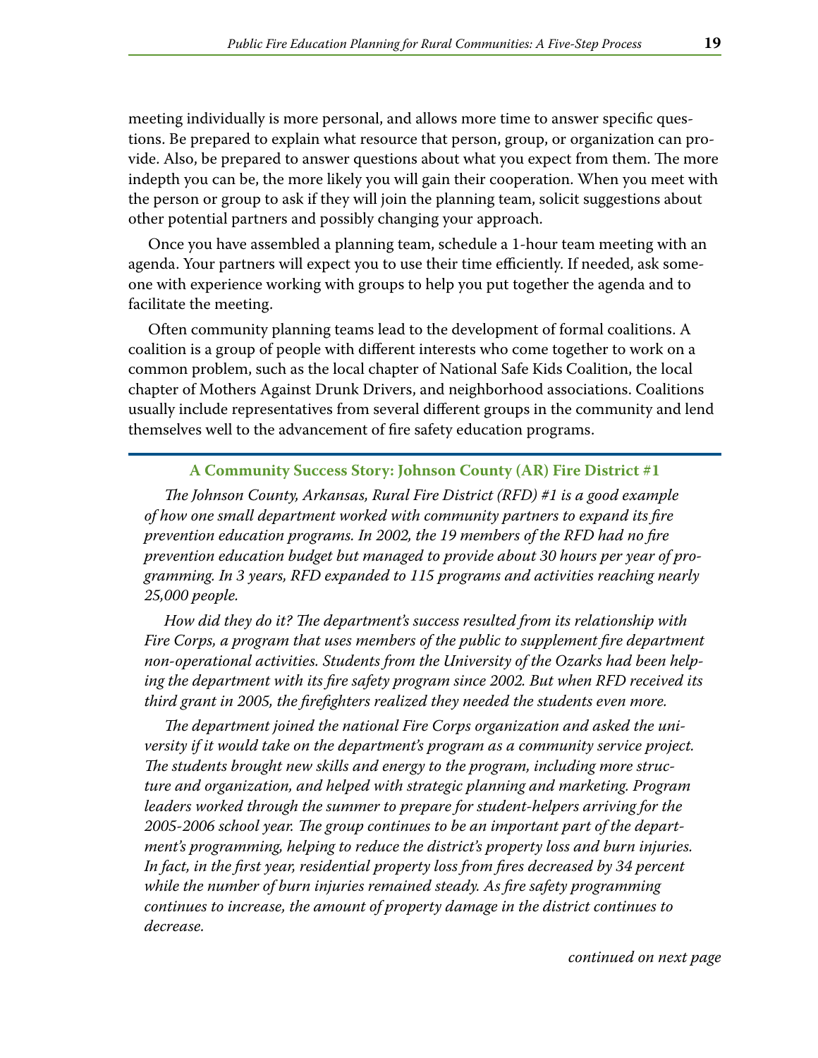meeting individually is more personal, and allows more time to answer specific questions. Be prepared to explain what resource that person, group, or organization can provide. Also, be prepared to answer questions about what you expect from them. The more indepth you can be, the more likely you will gain their cooperation. When you meet with the person or group to ask if they will join the planning team, solicit suggestions about other potential partners and possibly changing your approach.

Once you have assembled a planning team, schedule a 1-hour team meeting with an agenda. Your partners will expect you to use their time efficiently. If needed, ask someone with experience working with groups to help you put together the agenda and to facilitate the meeting.

Often community planning teams lead to the development of formal coalitions. A coalition is a group of people with different interests who come together to work on a common problem, such as the local chapter of National Safe Kids Coalition, the local chapter of Mothers Against Drunk Drivers, and neighborhood associations. Coalitions usually include representatives from several different groups in the community and lend themselves well to the advancement of fire safety education programs.

---

**A Community Success Story: Johnson County (AR) Fire District #1**

*The Johnson County, Arkansas, Rural Fire District (RFD) #1 is a good example of how one small department worked with community partners to expand its fire prevention education programs. In 2002, the 19 members of the RFD had no fire prevention education budget but managed to provide about 30 hours per year of programming. In 3 years, RFD expanded to 115 programs and activities reaching nearly 25,000 people.*

*How did they do it? The department's success resulted from its relationship with Fire Corps, a program that uses members of the public to supplement fire department non-operational activities. Students from the University of the Ozarks had been helping the department with its fire safety program since 2002. But when RFD received its third grant in 2005, the firefighters realized they needed the students even more.*

*The department joined the national Fire Corps organization and asked the university if it would take on the department's program as a community service project. The students brought new skills and energy to the program, including more structure and organization, and helped with strategic planning and marketing. Program leaders worked through the summer to prepare for student-helpers arriving for the 2005-2006 school year. The group continues to be an important part of the department's programming, helping to reduce the district's property loss and burn injuries. In fact, in the first year, residential property loss from fires decreased by 34 percent while the number of burn injuries remained steady. As fire safety programming continues to increase, the amount of property damage in the district continues to decrease.*

*continued on next page*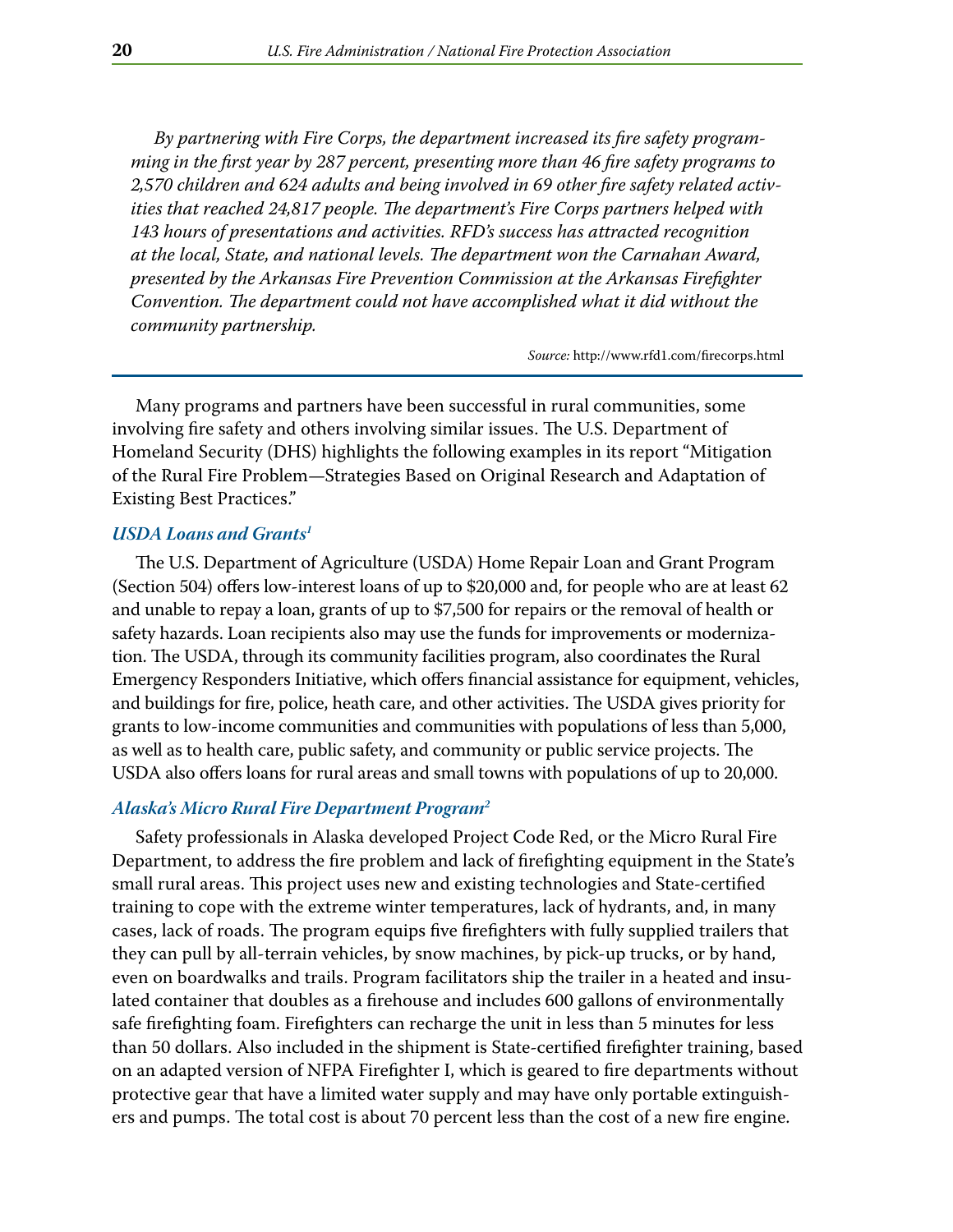*By partnering with Fire Corps, the department increased its fire safety programming in the first year by 287 percent, presenting more than 46 fire safety programs to 2,570 children and 624 adults and being involved in 69 other fire safety related activities that reached 24,817 people. The department's Fire Corps partners helped with 143 hours of presentations and activities. RFD's success has attracted recognition at the local, State, and national levels. The department won the Carnahan Award, presented by the Arkansas Fire Prevention Commission at the Arkansas Firefighter Convention. The department could not have accomplished what it did without the community partnership.*

*Source:* http://www.rfd1.com/firecorps.html

Many programs and partners have been successful in rural communities, some involving fire safety and others involving similar issues. The U.S. Department of Homeland Security (DHS) highlights the following examples in its report "Mitigation of the Rural Fire Problem—Strategies Based on Original Research and Adaptation of Existing Best Practices."

### *USDA Loans and Grants*[1]

The U.S. Department of Agriculture (USDA) Home Repair Loan and Grant Program (Section 504) offers low-interest loans of up to $20,000 and, for people who are at least 62 and unable to repay a loan, grants of up to $7,500 for repairs or the removal of health or safety hazards. Loan recipients also may use the funds for improvements or modernization. The USDA, through its community facilities program, also coordinates the Rural Emergency Responders Initiative, which offers financial assistance for equipment, vehicles, and buildings for fire, police, heath care, and other activities. The USDA gives priority for grants to low-income communities and communities with populations of less than 5,000, as well as to health care, public safety, and community or public service projects. The USDA also offers loans for rural areas and small towns with populations of up to 20,000.

### *Alaska's Micro Rural Fire Department Program*[2]

Safety professionals in Alaska developed Project Code Red, or the Micro Rural Fire Department, to address the fire problem and lack of firefighting equipment in the State's small rural areas. This project uses new and existing technologies and State-certified training to cope with the extreme winter temperatures, lack of hydrants, and, in many cases, lack of roads. The program equips five firefighters with fully supplied trailers that they can pull by all-terrain vehicles, by snow machines, by pick-up trucks, or by hand, even on boardwalks and trails. Program facilitators ship the trailer in a heated and insulated container that doubles as a firehouse and includes 600 gallons of environmentally safe firefighting foam. Firefighters can recharge the unit in less than 5 minutes for less than 50 dollars. Also included in the shipment is State-certified firefighter training, based on an adapted version of NFPA Firefighter I, which is geared to fire departments without protective gear that have a limited water supply and may have only portable extinguishers and pumps. The total cost is about 70 percent less than the cost of a new fire engine.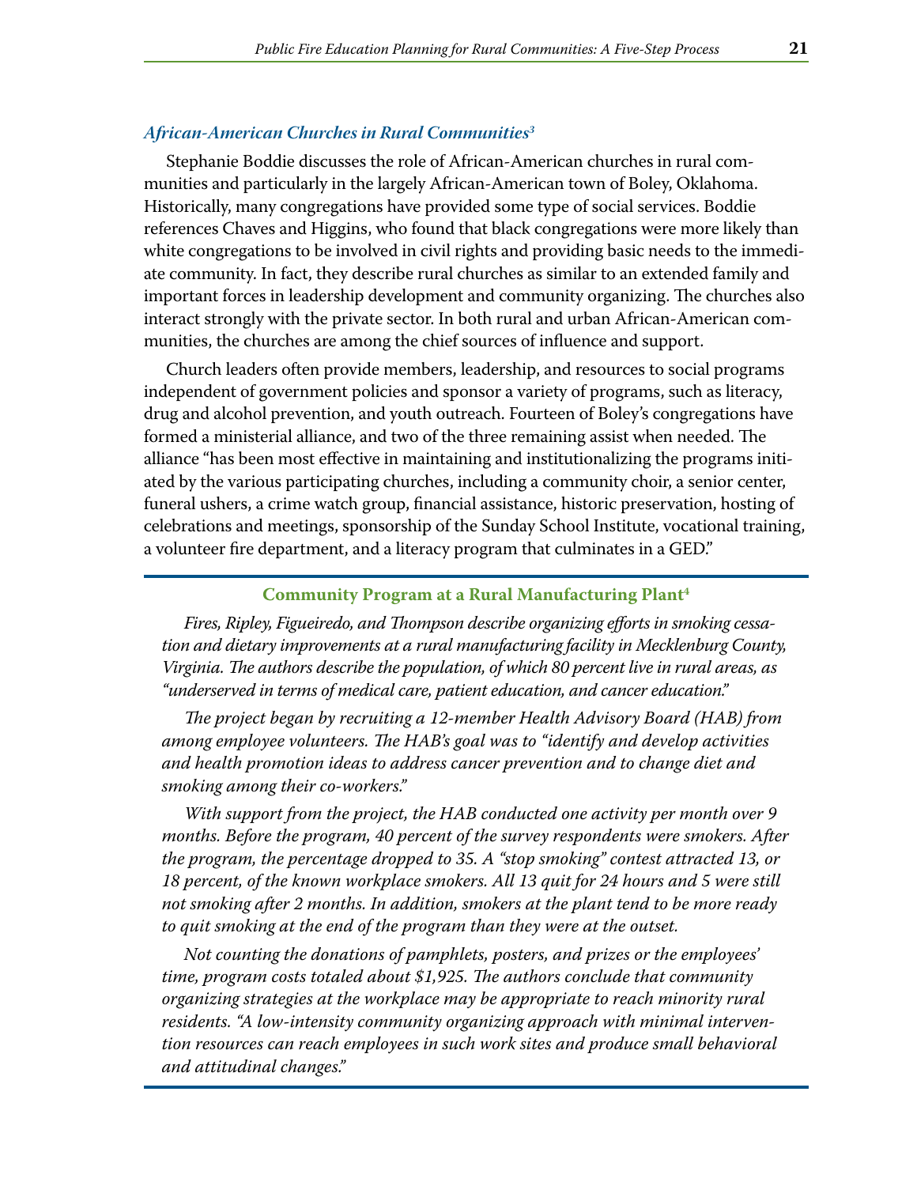### *African-American Churches in Rural Communities*[3]

Stephanie Boddie discusses the role of African-American churches in rural communities and particularly in the largely African-American town of Boley, Oklahoma. Historically, many congregations have provided some type of social services. Boddie references Chaves and Higgins, who found that black congregations were more likely than white congregations to be involved in civil rights and providing basic needs to the immediate community. In fact, they describe rural churches as similar to an extended family and important forces in leadership development and community organizing. The churches also interact strongly with the private sector. In both rural and urban African-American communities, the churches are among the chief sources of influence and support.

Church leaders often provide members, leadership, and resources to social programs independent of government policies and sponsor a variety of programs, such as literacy, drug and alcohol prevention, and youth outreach. Fourteen of Boley's congregations have formed a ministerial alliance, and two of the three remaining assist when needed. The alliance "has been most effective in maintaining and institutionalizing the programs initiated by the various participating churches, including a community choir, a senior center, funeral ushers, a crime watch group, financial assistance, historic preservation, hosting of celebrations and meetings, sponsorship of the Sunday School Institute, vocational training, a volunteer fire department, and a literacy program that culminates in a GED."

---

**Community Program at a Rural Manufacturing Plant**[4]

*Fires, Ripley, Figueiredo, and Thompson describe organizing efforts in smoking cessation and dietary improvements at a rural manufacturing facility in Mecklenburg County, Virginia. The authors describe the population, of which 80 percent live in rural areas, as "underserved in terms of medical care, patient education, and cancer education."*

*The project began by recruiting a 12-member Health Advisory Board (HAB) from among employee volunteers. The HAB's goal was to "identify and develop activities and health promotion ideas to address cancer prevention and to change diet and smoking among their co-workers."*

*With support from the project, the HAB conducted one activity per month over 9 months. Before the program, 40 percent of the survey respondents were smokers. After the program, the percentage dropped to 35. A "stop smoking" contest attracted 13, or 18 percent, of the known workplace smokers. All 13 quit for 24 hours and 5 were still not smoking after 2 months. In addition, smokers at the plant tend to be more ready to quit smoking at the end of the program than they were at the outset.*

*Not counting the donations of pamphlets, posters, and prizes or the employees' time, program costs totaled about $1,925. The authors conclude that community organizing strategies at the workplace may be appropriate to reach minority rural residents. "A low-intensity community organizing approach with minimal intervention resources can reach employees in such work sites and produce small behavioral and attitudinal changes."*

---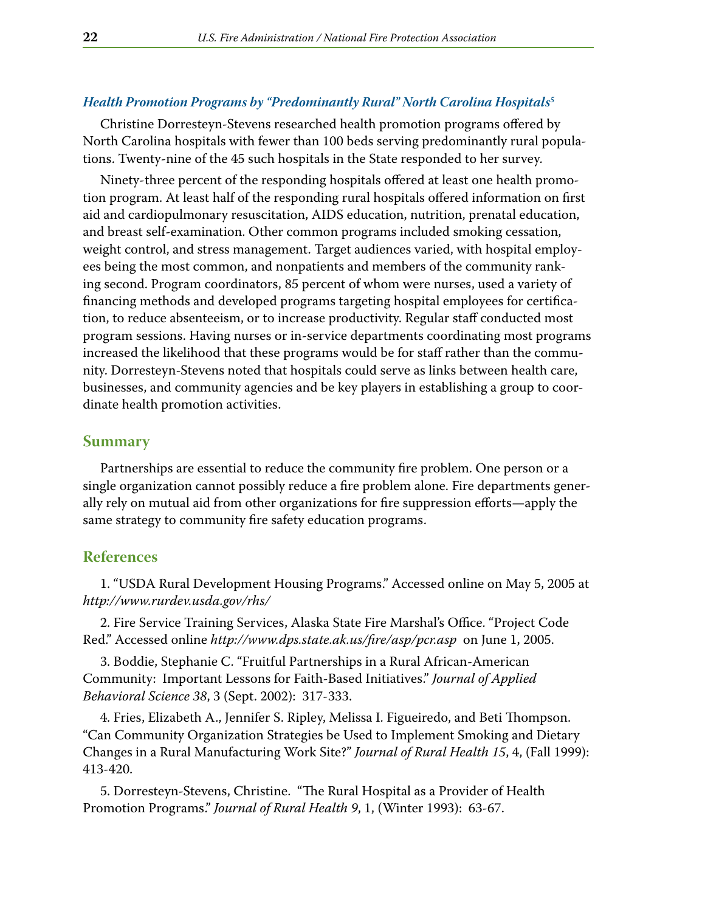### *Health Promotion Programs by "Predominantly Rural" North Carolina Hospitals*[5]

Christine Dorresteyn-Stevens researched health promotion programs offered by North Carolina hospitals with fewer than 100 beds serving predominantly rural populations. Twenty-nine of the 45 such hospitals in the State responded to her survey.

Ninety-three percent of the responding hospitals offered at least one health promotion program. At least half of the responding rural hospitals offered information on first aid and cardiopulmonary resuscitation, AIDS education, nutrition, prenatal education, and breast self-examination. Other common programs included smoking cessation, weight control, and stress management. Target audiences varied, with hospital employees being the most common, and nonpatients and members of the community ranking second. Program coordinators, 85 percent of whom were nurses, used a variety of financing methods and developed programs targeting hospital employees for certification, to reduce absenteeism, or to increase productivity. Regular staff conducted most program sessions. Having nurses or in-service departments coordinating most programs increased the likelihood that these programs would be for staff rather than the community. Dorresteyn-Stevens noted that hospitals could serve as links between health care, businesses, and community agencies and be key players in establishing a group to coordinate health promotion activities.

## Summary

Partnerships are essential to reduce the community fire problem. One person or a single organization cannot possibly reduce a fire problem alone. Fire departments generally rely on mutual aid from other organizations for fire suppression efforts—apply the same strategy to community fire safety education programs.

## References

1. "USDA Rural Development Housing Programs." Accessed online on May 5, 2005 at *http://www.rurdev.usda.gov/rhs/*

2. Fire Service Training Services, Alaska State Fire Marshal's Office. "Project Code Red." Accessed online *http://www.dps.state.ak.us/fire/asp/pcr.asp* on June 1, 2005.

3. Boddie, Stephanie C. "Fruitful Partnerships in a Rural African-American Community: Important Lessons for Faith-Based Initiatives." *Journal of Applied Behavioral Science 38*, 3 (Sept. 2002): 317-333.

4. Fries, Elizabeth A., Jennifer S. Ripley, Melissa I. Figueiredo, and Beti Thompson. "Can Community Organization Strategies be Used to Implement Smoking and Dietary Changes in a Rural Manufacturing Work Site?" *Journal of Rural Health 15*, 4, (Fall 1999): 413-420.

5. Dorresteyn-Stevens, Christine. "The Rural Hospital as a Provider of Health Promotion Programs." *Journal of Rural Health 9*, 1, (Winter 1993): 63-67.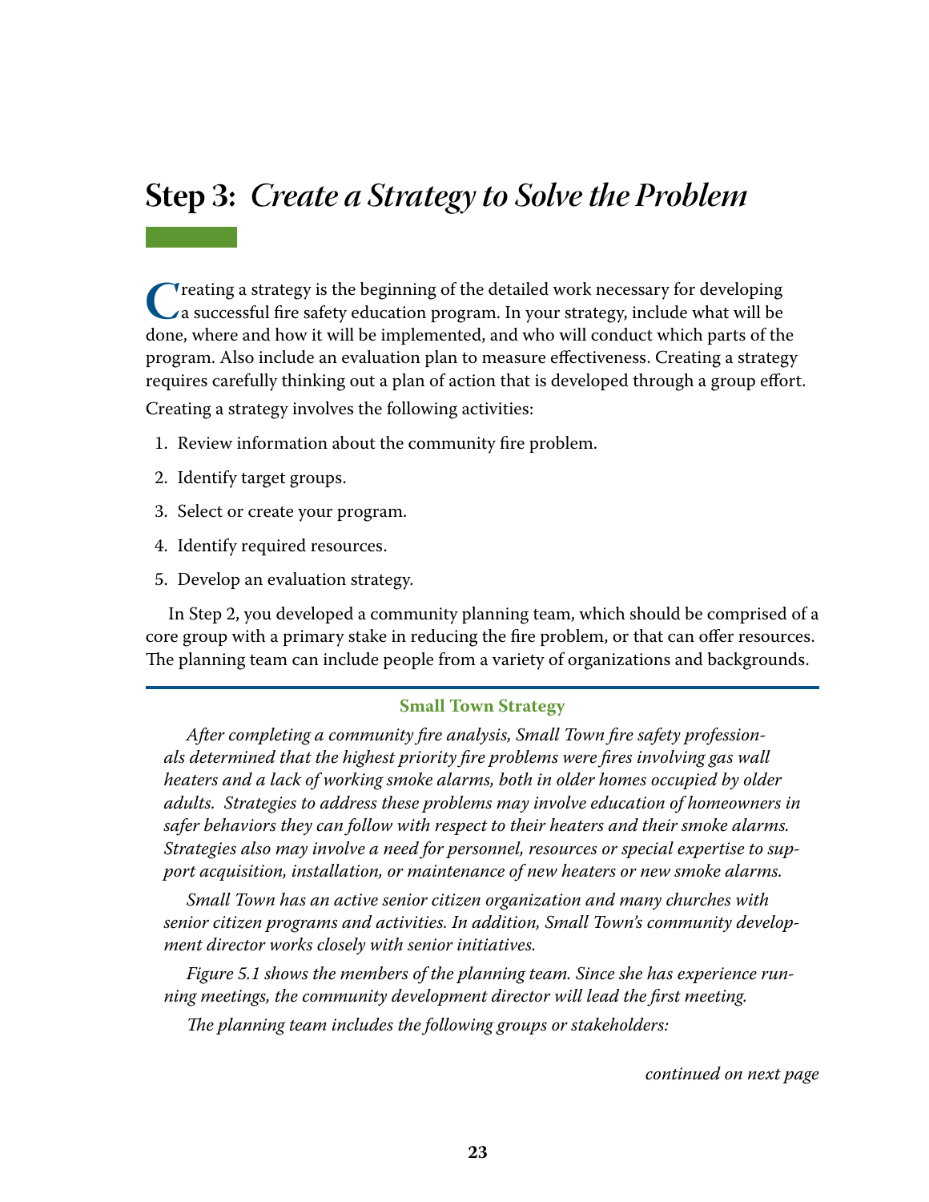# Step 3: *Create a Strategy to Solve the Problem*

Creating a strategy is the beginning of the detailed work necessary for developing a successful fire safety education program. In your strategy, include what will be done, where and how it will be implemented, and who will conduct which parts of the program. Also include an evaluation plan to measure effectiveness. Creating a strategy requires carefully thinking out a plan of action that is developed through a group effort.

Creating a strategy involves the following activities:

1. Review information about the community fire problem.
2. Identify target groups.
3. Select or create your program.
4. Identify required resources.
5. Develop an evaluation strategy.

In Step 2, you developed a community planning team, which should be comprised of a core group with a primary stake in reducing the fire problem, or that can offer resources. The planning team can include people from a variety of organizations and backgrounds.

---

**Small Town Strategy**

*After completing a community fire analysis, Small Town fire safety professionals determined that the highest priority fire problems were fires involving gas wall heaters and a lack of working smoke alarms, both in older homes occupied by older adults. Strategies to address these problems may involve education of homeowners in safer behaviors they can follow with respect to their heaters and their smoke alarms. Strategies also may involve a need for personnel, resources or special expertise to support acquisition, installation, or maintenance of new heaters or new smoke alarms.*

*Small Town has an active senior citizen organization and many churches with senior citizen programs and activities. In addition, Small Town's community development director works closely with senior initiatives.*

*Figure 5.1 shows the members of the planning team. Since she has experience running meetings, the community development director will lead the first meeting.*

*The planning team includes the following groups or stakeholders:*

*continued on next page*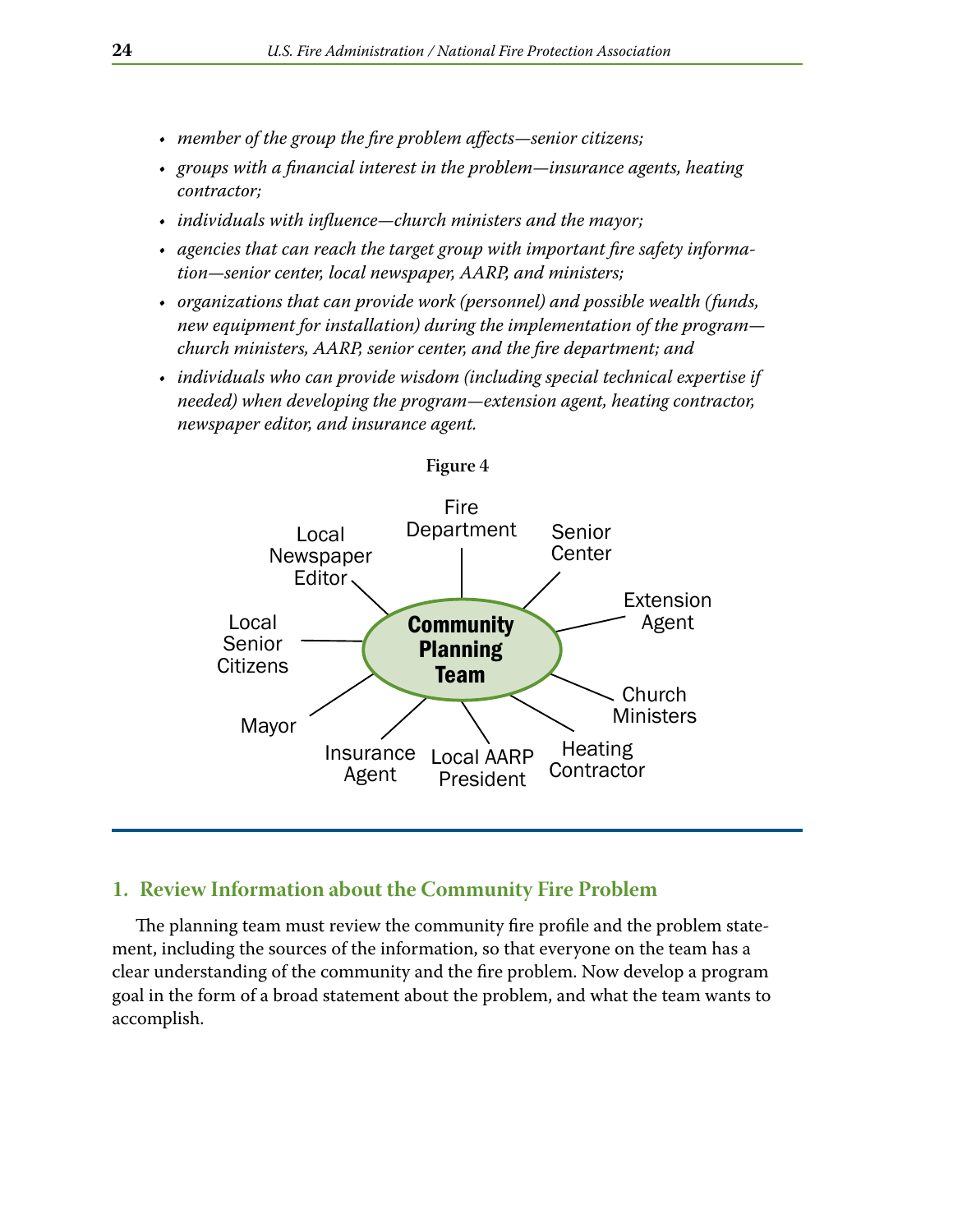- *member of the group the fire problem affects—senior citizens;*
- *groups with a financial interest in the problem—insurance agents, heating contractor;*
- *individuals with influence—church ministers and the mayor;*
- *agencies that can reach the target group with important fire safety information—senior center, local newspaper, AARP, and ministers;*
- *organizations that can provide work (personnel) and possible wealth (funds, new equipment for installation) during the implementation of the program—church ministers, AARP, senior center, and the fire department; and*
- *individuals who can provide wisdom (including special technical expertise if needed) when developing the program—extension agent, heating contractor, newspaper editor, and insurance agent.*

**Figure 4**

Community Planning Team

Fire Department

Senior Center

Extension Agent

Church Ministers

Heating Contractor

Local AARP President

Insurance Agent

Mayor

Local Senior Citizens

Local Newspaper Editor

## 1. Review Information about the Community Fire Problem

The planning team must review the community fire profile and the problem statement, including the sources of the information, so that everyone on the team has a clear understanding of the community and the fire problem. Now develop a program goal in the form of a broad statement about the problem, and what the team wants to accomplish.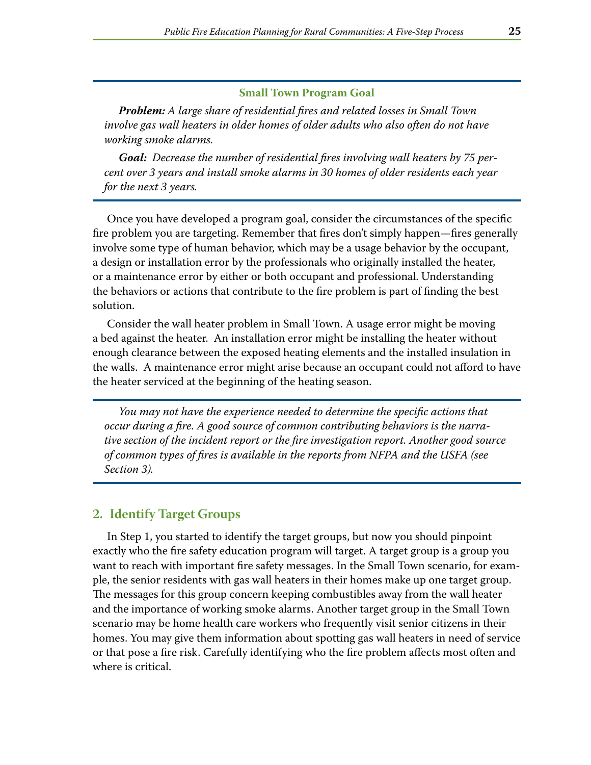**Small Town Program Goal**

***Problem:*** *A large share of residential fires and related losses in Small Town involve gas wall heaters in older homes of older adults who also often do not have working smoke alarms.*

***Goal:*** *Decrease the number of residential fires involving wall heaters by 75 percent over 3 years and install smoke alarms in 30 homes of older residents each year for the next 3 years.*

Once you have developed a program goal, consider the circumstances of the specific fire problem you are targeting. Remember that fires don't simply happen—fires generally involve some type of human behavior, which may be a usage behavior by the occupant, a design or installation error by the professionals who originally installed the heater, or a maintenance error by either or both occupant and professional. Understanding the behaviors or actions that contribute to the fire problem is part of finding the best solution.

Consider the wall heater problem in Small Town. A usage error might be moving a bed against the heater. An installation error might be installing the heater without enough clearance between the exposed heating elements and the installed insulation in the walls. A maintenance error might arise because an occupant could not afford to have the heater serviced at the beginning of the heating season.

*You may not have the experience needed to determine the specific actions that occur during a fire. A good source of common contributing behaviors is the narrative section of the incident report or the fire investigation report. Another good source of common types of fires is available in the reports from NFPA and the USFA (see Section 3).*

## 2. Identify Target Groups

In Step 1, you started to identify the target groups, but now you should pinpoint exactly who the fire safety education program will target. A target group is a group you want to reach with important fire safety messages. In the Small Town scenario, for example, the senior residents with gas wall heaters in their homes make up one target group. The messages for this group concern keeping combustibles away from the wall heater and the importance of working smoke alarms. Another target group in the Small Town scenario may be home health care workers who frequently visit senior citizens in their homes. You may give them information about spotting gas wall heaters in need of service or that pose a fire risk. Carefully identifying who the fire problem affects most often and where is critical.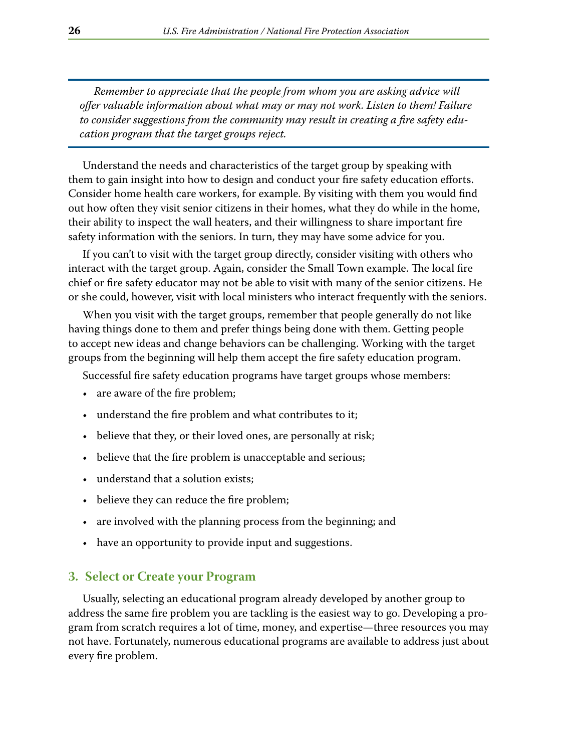*Remember to appreciate that the people from whom you are asking advice will offer valuable information about what may or may not work. Listen to them! Failure to consider suggestions from the community may result in creating a fire safety education program that the target groups reject.*

Understand the needs and characteristics of the target group by speaking with them to gain insight into how to design and conduct your fire safety education efforts. Consider home health care workers, for example. By visiting with them you would find out how often they visit senior citizens in their homes, what they do while in the home, their ability to inspect the wall heaters, and their willingness to share important fire safety information with the seniors. In turn, they may have some advice for you.

If you can't to visit with the target group directly, consider visiting with others who interact with the target group. Again, consider the Small Town example. The local fire chief or fire safety educator may not be able to visit with many of the senior citizens. He or she could, however, visit with local ministers who interact frequently with the seniors.

When you visit with the target groups, remember that people generally do not like having things done to them and prefer things being done with them. Getting people to accept new ideas and change behaviors can be challenging. Working with the target groups from the beginning will help them accept the fire safety education program.

Successful fire safety education programs have target groups whose members:

- are aware of the fire problem;
- understand the fire problem and what contributes to it;
- believe that they, or their loved ones, are personally at risk;
- believe that the fire problem is unacceptable and serious;
- understand that a solution exists;
- believe they can reduce the fire problem;
- are involved with the planning process from the beginning; and
- have an opportunity to provide input and suggestions.

## 3. Select or Create your Program

Usually, selecting an educational program already developed by another group to address the same fire problem you are tackling is the easiest way to go. Developing a program from scratch requires a lot of time, money, and expertise—three resources you may not have. Fortunately, numerous educational programs are available to address just about every fire problem.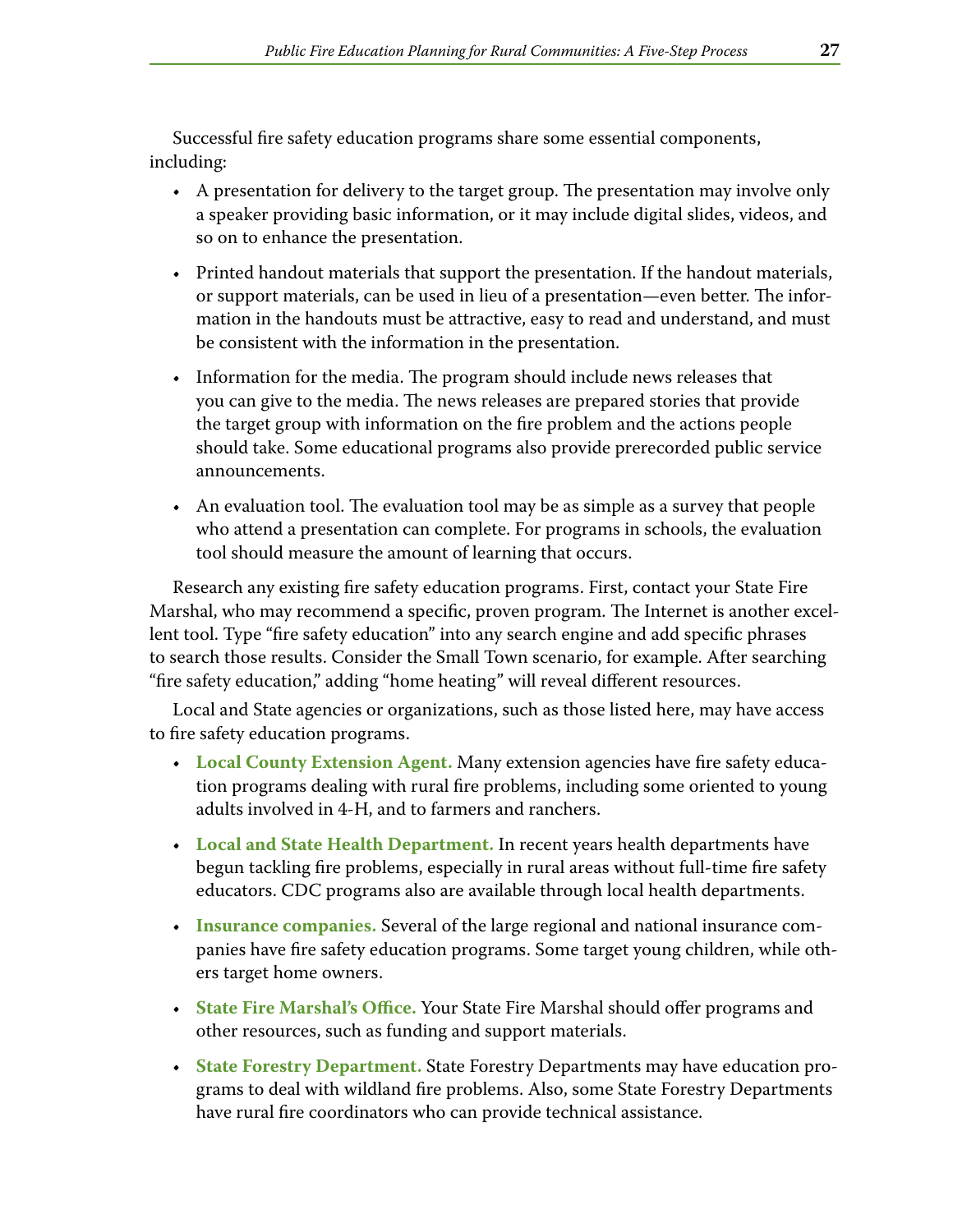Successful fire safety education programs share some essential components, including:

- A presentation for delivery to the target group. The presentation may involve only a speaker providing basic information, or it may include digital slides, videos, and so on to enhance the presentation.
- Printed handout materials that support the presentation. If the handout materials, or support materials, can be used in lieu of a presentation—even better. The information in the handouts must be attractive, easy to read and understand, and must be consistent with the information in the presentation.
- Information for the media. The program should include news releases that you can give to the media. The news releases are prepared stories that provide the target group with information on the fire problem and the actions people should take. Some educational programs also provide prerecorded public service announcements.
- An evaluation tool. The evaluation tool may be as simple as a survey that people who attend a presentation can complete. For programs in schools, the evaluation tool should measure the amount of learning that occurs.

Research any existing fire safety education programs. First, contact your State Fire Marshal, who may recommend a specific, proven program. The Internet is another excellent tool. Type "fire safety education" into any search engine and add specific phrases to search those results. Consider the Small Town scenario, for example. After searching "fire safety education," adding "home heating" will reveal different resources.

Local and State agencies or organizations, such as those listed here, may have access to fire safety education programs.

- **Local County Extension Agent.** Many extension agencies have fire safety education programs dealing with rural fire problems, including some oriented to young adults involved in 4-H, and to farmers and ranchers.
- **Local and State Health Department.** In recent years health departments have begun tackling fire problems, especially in rural areas without full-time fire safety educators. CDC programs also are available through local health departments.
- **Insurance companies.** Several of the large regional and national insurance companies have fire safety education programs. Some target young children, while others target home owners.
- **State Fire Marshal's Office.** Your State Fire Marshal should offer programs and other resources, such as funding and support materials.
- **State Forestry Department.** State Forestry Departments may have education programs to deal with wildland fire problems. Also, some State Forestry Departments have rural fire coordinators who can provide technical assistance.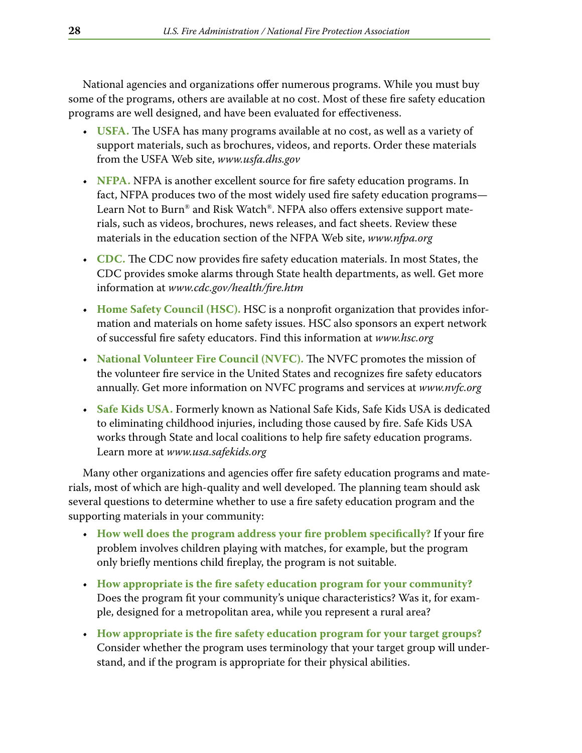National agencies and organizations offer numerous programs. While you must buy some of the programs, others are available at no cost. Most of these fire safety education programs are well designed, and have been evaluated for effectiveness.

- **USFA.** The USFA has many programs available at no cost, as well as a variety of support materials, such as brochures, videos, and reports. Order these materials from the USFA Web site, *www.usfa.dhs.gov*
- **NFPA.** NFPA is another excellent source for fire safety education programs. In fact, NFPA produces two of the most widely used fire safety education programs—Learn Not to Burn® and Risk Watch®. NFPA also offers extensive support materials, such as videos, brochures, news releases, and fact sheets. Review these materials in the education section of the NFPA Web site, *www.nfpa.org*
- **CDC.** The CDC now provides fire safety education materials. In most States, the CDC provides smoke alarms through State health departments, as well. Get more information at *www.cdc.gov/health/fire.htm*
- **Home Safety Council (HSC).** HSC is a nonprofit organization that provides information and materials on home safety issues. HSC also sponsors an expert network of successful fire safety educators. Find this information at *www.hsc.org*
- **National Volunteer Fire Council (NVFC).** The NVFC promotes the mission of the volunteer fire service in the United States and recognizes fire safety educators annually. Get more information on NVFC programs and services at *www.nvfc.org*
- **Safe Kids USA.** Formerly known as National Safe Kids, Safe Kids USA is dedicated to eliminating childhood injuries, including those caused by fire. Safe Kids USA works through State and local coalitions to help fire safety education programs. Learn more at *www.usa.safekids.org*

Many other organizations and agencies offer fire safety education programs and materials, most of which are high-quality and well developed. The planning team should ask several questions to determine whether to use a fire safety education program and the supporting materials in your community:

- **How well does the program address your fire problem specifically?** If your fire problem involves children playing with matches, for example, but the program only briefly mentions child fireplay, the program is not suitable.
- **How appropriate is the fire safety education program for your community?** Does the program fit your community's unique characteristics? Was it, for example, designed for a metropolitan area, while you represent a rural area?
- **How appropriate is the fire safety education program for your target groups?** Consider whether the program uses terminology that your target group will understand, and if the program is appropriate for their physical abilities.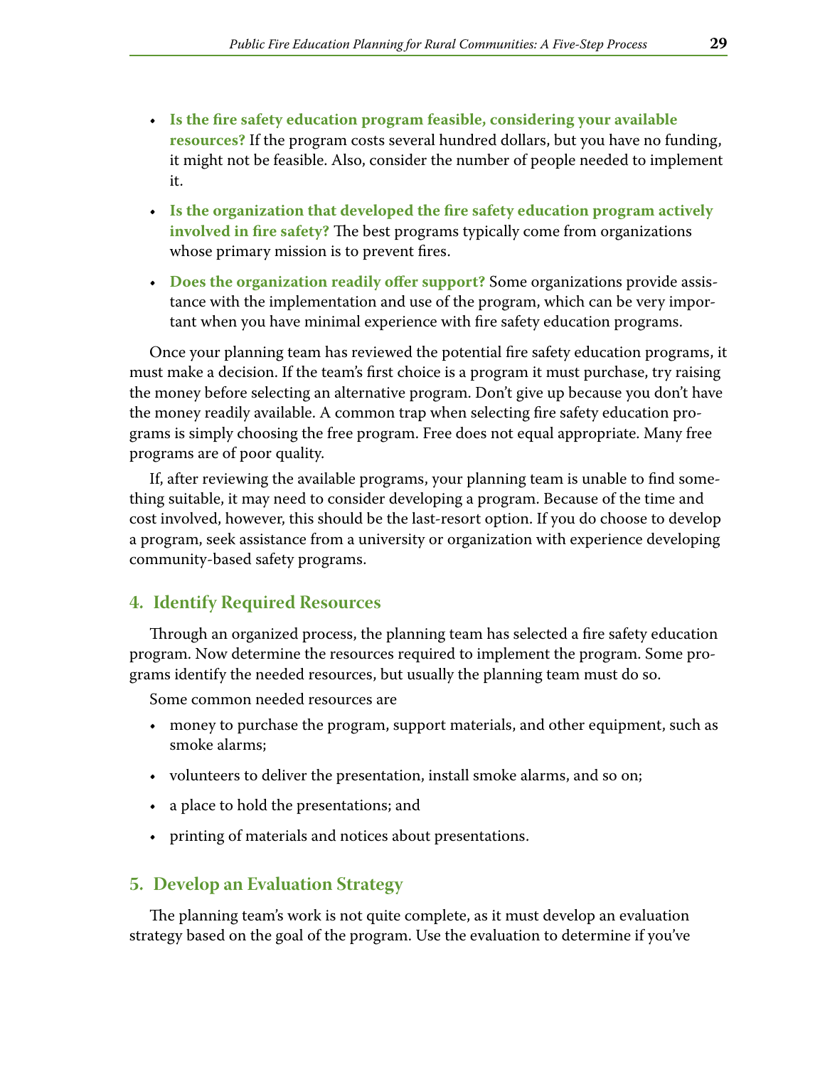- **Is the fire safety education program feasible, considering your available resources?** If the program costs several hundred dollars, but you have no funding, it might not be feasible. Also, consider the number of people needed to implement it.
- **Is the organization that developed the fire safety education program actively involved in fire safety?** The best programs typically come from organizations whose primary mission is to prevent fires.
- **Does the organization readily offer support?** Some organizations provide assistance with the implementation and use of the program, which can be very important when you have minimal experience with fire safety education programs.

Once your planning team has reviewed the potential fire safety education programs, it must make a decision. If the team's first choice is a program it must purchase, try raising the money before selecting an alternative program. Don't give up because you don't have the money readily available. A common trap when selecting fire safety education programs is simply choosing the free program. Free does not equal appropriate. Many free programs are of poor quality.

If, after reviewing the available programs, your planning team is unable to find something suitable, it may need to consider developing a program. Because of the time and cost involved, however, this should be the last-resort option. If you do choose to develop a program, seek assistance from a university or organization with experience developing community-based safety programs.

## 4. Identify Required Resources

Through an organized process, the planning team has selected a fire safety education program. Now determine the resources required to implement the program. Some programs identify the needed resources, but usually the planning team must do so.

Some common needed resources are

- money to purchase the program, support materials, and other equipment, such as smoke alarms;
- volunteers to deliver the presentation, install smoke alarms, and so on;
- a place to hold the presentations; and
- printing of materials and notices about presentations.

## 5. Develop an Evaluation Strategy

The planning team's work is not quite complete, as it must develop an evaluation strategy based on the goal of the program. Use the evaluation to determine if you've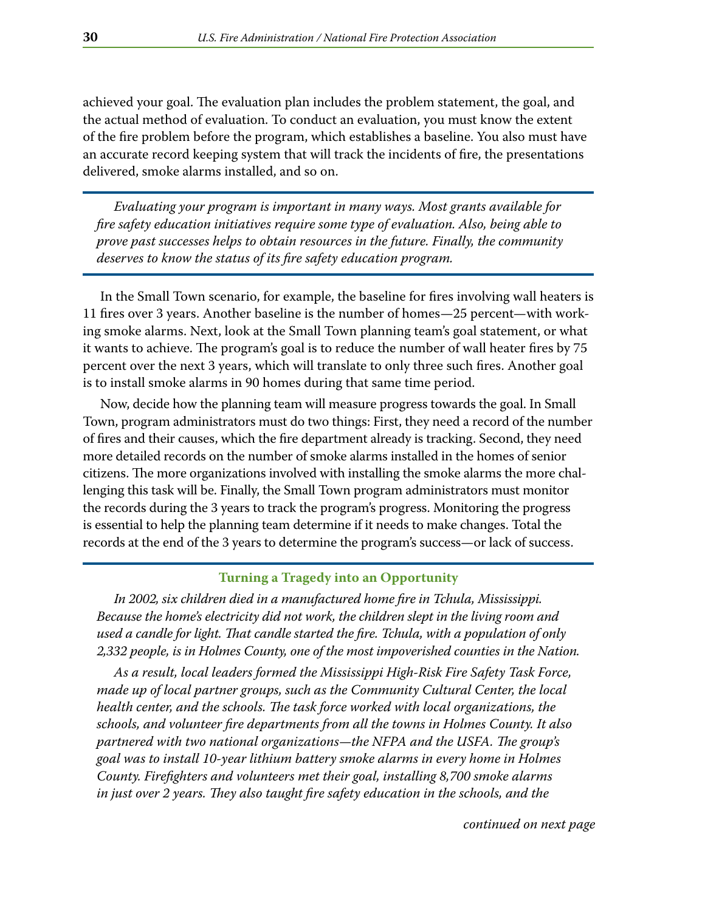achieved your goal. The evaluation plan includes the problem statement, the goal, and the actual method of evaluation. To conduct an evaluation, you must know the extent of the fire problem before the program, which establishes a baseline. You also must have an accurate record keeping system that will track the incidents of fire, the presentations delivered, smoke alarms installed, and so on.

---

*Evaluating your program is important in many ways. Most grants available for fire safety education initiatives require some type of evaluation. Also, being able to prove past successes helps to obtain resources in the future. Finally, the community deserves to know the status of its fire safety education program.*

---

In the Small Town scenario, for example, the baseline for fires involving wall heaters is 11 fires over 3 years. Another baseline is the number of homes—25 percent—with working smoke alarms. Next, look at the Small Town planning team's goal statement, or what it wants to achieve. The program's goal is to reduce the number of wall heater fires by 75 percent over the next 3 years, which will translate to only three such fires. Another goal is to install smoke alarms in 90 homes during that same time period.

Now, decide how the planning team will measure progress towards the goal. In Small Town, program administrators must do two things: First, they need a record of the number of fires and their causes, which the fire department already is tracking. Second, they need more detailed records on the number of smoke alarms installed in the homes of senior citizens. The more organizations involved with installing the smoke alarms the more challenging this task will be. Finally, the Small Town program administrators must monitor the records during the 3 years to track the program's progress. Monitoring the progress is essential to help the planning team determine if it needs to make changes. Total the records at the end of the 3 years to determine the program's success—or lack of success.

---

**Turning a Tragedy into an Opportunity**

*In 2002, six children died in a manufactured home fire in Tchula, Mississippi. Because the home's electricity did not work, the children slept in the living room and used a candle for light. That candle started the fire. Tchula, with a population of only 2,332 people, is in Holmes County, one of the most impoverished counties in the Nation.*

*As a result, local leaders formed the Mississippi High-Risk Fire Safety Task Force, made up of local partner groups, such as the Community Cultural Center, the local health center, and the schools. The task force worked with local organizations, the schools, and volunteer fire departments from all the towns in Holmes County. It also partnered with two national organizations—the NFPA and the USFA. The group's goal was to install 10-year lithium battery smoke alarms in every home in Holmes County. Firefighters and volunteers met their goal, installing 8,700 smoke alarms in just over 2 years. They also taught fire safety education in the schools, and the*

*continued on next page*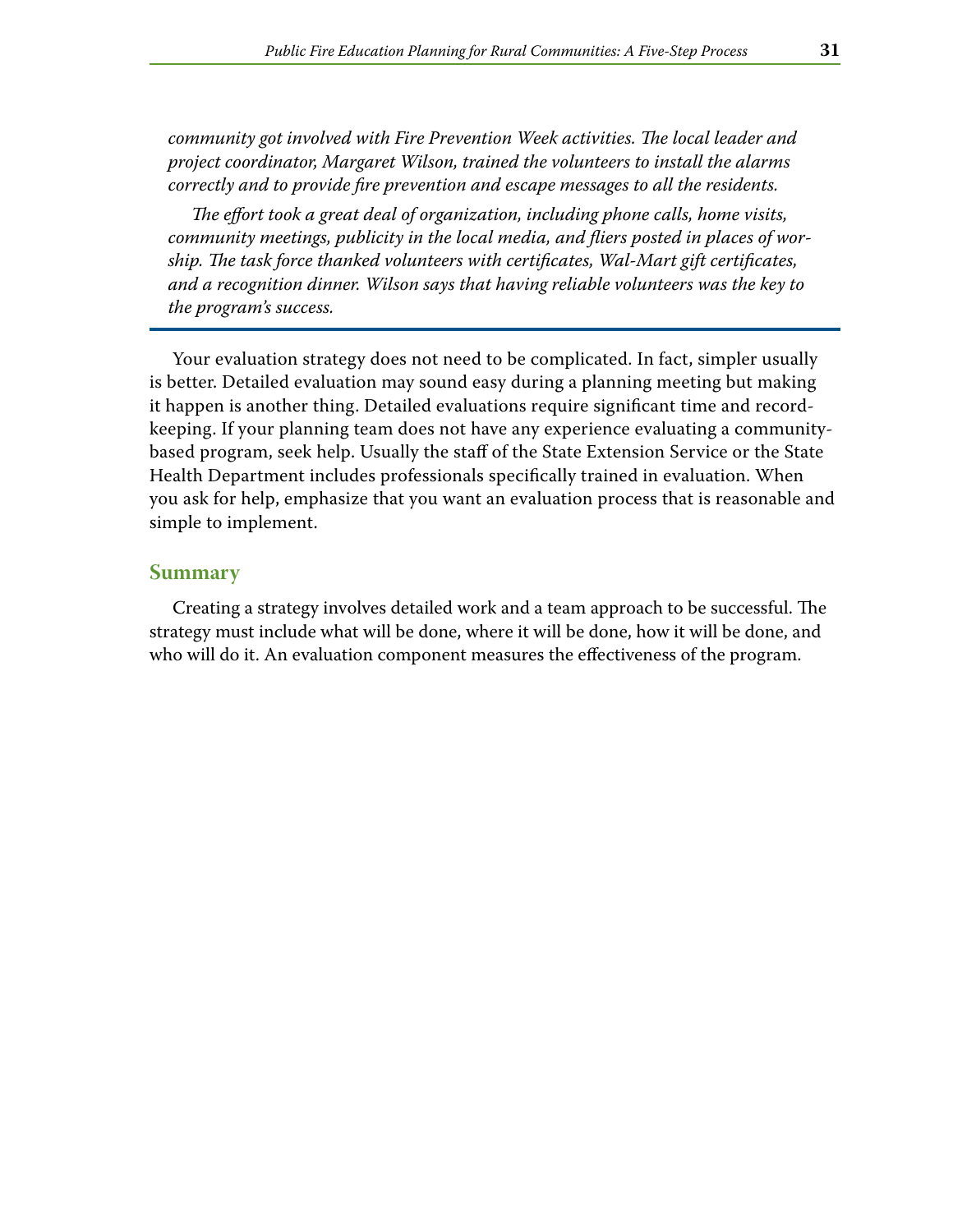*community got involved with Fire Prevention Week activities. The local leader and project coordinator, Margaret Wilson, trained the volunteers to install the alarms correctly and to provide fire prevention and escape messages to all the residents.*

*The effort took a great deal of organization, including phone calls, home visits, community meetings, publicity in the local media, and fliers posted in places of worship. The task force thanked volunteers with certificates, Wal-Mart gift certificates, and a recognition dinner. Wilson says that having reliable volunteers was the key to the program's success.*

---

Your evaluation strategy does not need to be complicated. In fact, simpler usually is better. Detailed evaluation may sound easy during a planning meeting but making it happen is another thing. Detailed evaluations require significant time and record-keeping. If your planning team does not have any experience evaluating a community-based program, seek help. Usually the staff of the State Extension Service or the State Health Department includes professionals specifically trained in evaluation. When you ask for help, emphasize that you want an evaluation process that is reasonable and simple to implement.

## Summary

Creating a strategy involves detailed work and a team approach to be successful. The strategy must include what will be done, where it will be done, how it will be done, and who will do it. An evaluation component measures the effectiveness of the program.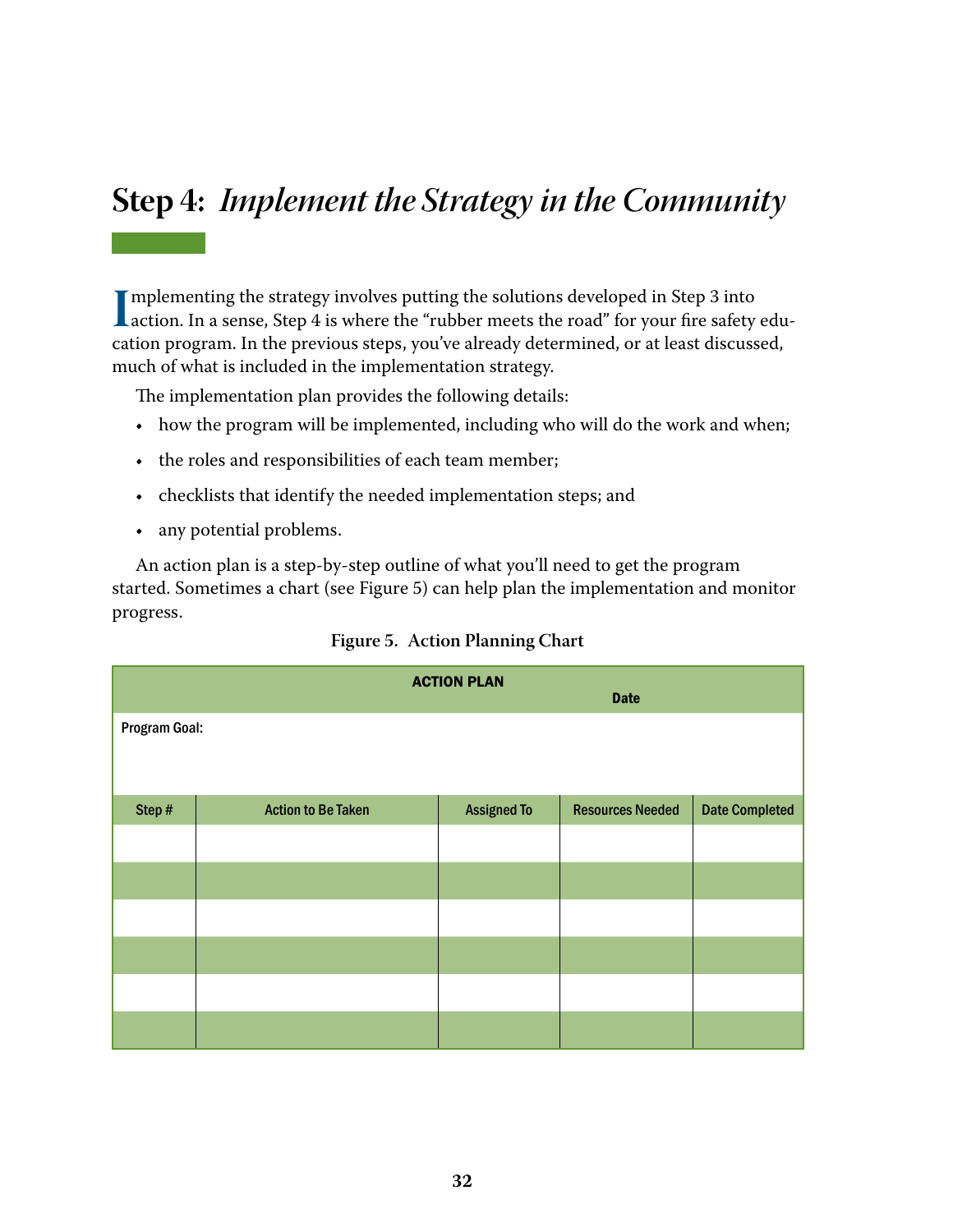# Step 4: *Implement the Strategy in the Community*

Implementing the strategy involves putting the solutions developed in Step 3 into action. In a sense, Step 4 is where the "rubber meets the road" for your fire safety education program. In the previous steps, you've already determined, or at least discussed, much of what is included in the implementation strategy.

The implementation plan provides the following details:

- how the program will be implemented, including who will do the work and when;
- the roles and responsibilities of each team member;
- checklists that identify the needed implementation steps; and
- any potential problems.

An action plan is a step-by-step outline of what you'll need to get the program started. Sometimes a chart (see Figure 5) can help plan the implementation and monitor progress.

**Figure 5. Action Planning Chart**

| ACTION PLAN | | | Date | |
|---|---|---|---|---|
| Program Goal: | | | | |
| **Step #** | **Action to Be Taken** | **Assigned To** | **Resources Needed** | **Date Completed** |
| | | | | |
| | | | | |
| | | | | |
| | | | | |
| | | | | |
| | | | | |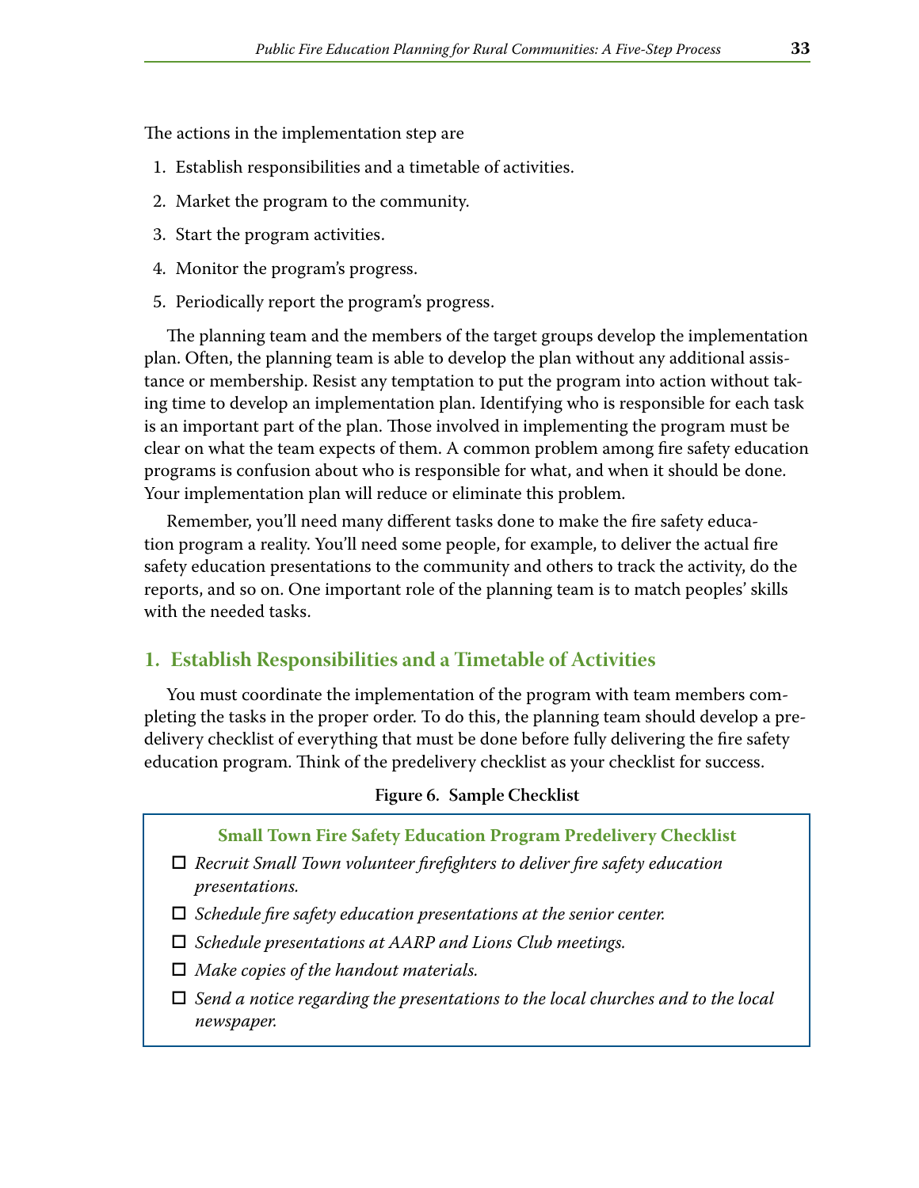The actions in the implementation step are

1. Establish responsibilities and a timetable of activities.
2. Market the program to the community.
3. Start the program activities.
4. Monitor the program's progress.
5. Periodically report the program's progress.

The planning team and the members of the target groups develop the implementation plan. Often, the planning team is able to develop the plan without any additional assistance or membership. Resist any temptation to put the program into action without taking time to develop an implementation plan. Identifying who is responsible for each task is an important part of the plan. Those involved in implementing the program must be clear on what the team expects of them. A common problem among fire safety education programs is confusion about who is responsible for what, and when it should be done. Your implementation plan will reduce or eliminate this problem.

Remember, you'll need many different tasks done to make the fire safety education program a reality. You'll need some people, for example, to deliver the actual fire safety education presentations to the community and others to track the activity, do the reports, and so on. One important role of the planning team is to match peoples' skills with the needed tasks.

## 1. Establish Responsibilities and a Timetable of Activities

You must coordinate the implementation of the program with team members completing the tasks in the proper order. To do this, the planning team should develop a predelivery checklist of everything that must be done before fully delivering the fire safety education program. Think of the predelivery checklist as your checklist for success.

**Figure 6. Sample Checklist**

**Small Town Fire Safety Education Program Predelivery Checklist**

- ☐ *Recruit Small Town volunteer firefighters to deliver fire safety education presentations.*
- ☐ *Schedule fire safety education presentations at the senior center.*
- ☐ *Schedule presentations at AARP and Lions Club meetings.*
- ☐ *Make copies of the handout materials.*
- ☐ *Send a notice regarding the presentations to the local churches and to the local newspaper.*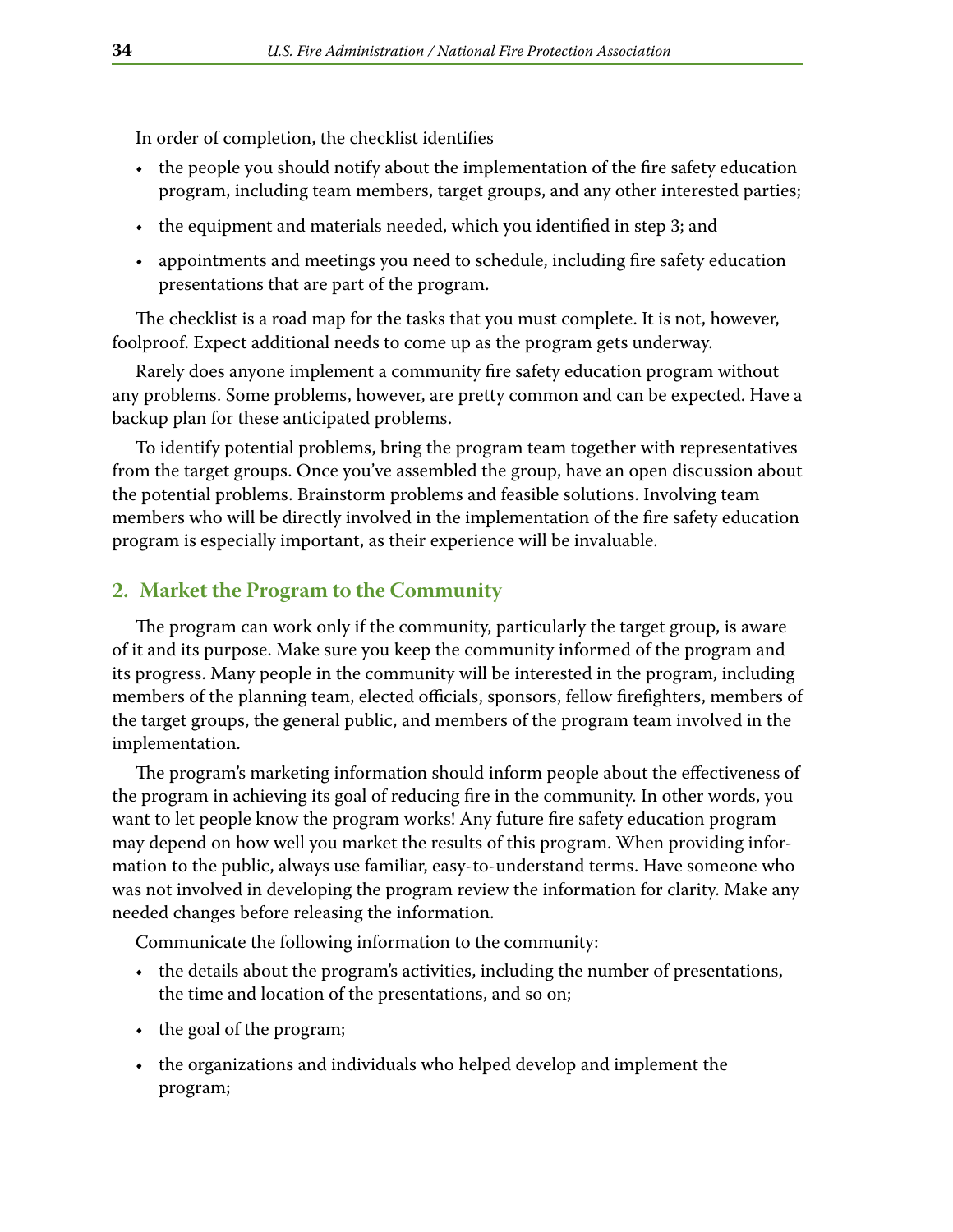In order of completion, the checklist identifies

- the people you should notify about the implementation of the fire safety education program, including team members, target groups, and any other interested parties;
- the equipment and materials needed, which you identified in step 3; and
- appointments and meetings you need to schedule, including fire safety education presentations that are part of the program.

The checklist is a road map for the tasks that you must complete. It is not, however, foolproof. Expect additional needs to come up as the program gets underway.

Rarely does anyone implement a community fire safety education program without any problems. Some problems, however, are pretty common and can be expected. Have a backup plan for these anticipated problems.

To identify potential problems, bring the program team together with representatives from the target groups. Once you've assembled the group, have an open discussion about the potential problems. Brainstorm problems and feasible solutions. Involving team members who will be directly involved in the implementation of the fire safety education program is especially important, as their experience will be invaluable.

## 2. Market the Program to the Community

The program can work only if the community, particularly the target group, is aware of it and its purpose. Make sure you keep the community informed of the program and its progress. Many people in the community will be interested in the program, including members of the planning team, elected officials, sponsors, fellow firefighters, members of the target groups, the general public, and members of the program team involved in the implementation.

The program's marketing information should inform people about the effectiveness of the program in achieving its goal of reducing fire in the community. In other words, you want to let people know the program works! Any future fire safety education program may depend on how well you market the results of this program. When providing information to the public, always use familiar, easy-to-understand terms. Have someone who was not involved in developing the program review the information for clarity. Make any needed changes before releasing the information.

Communicate the following information to the community:

- the details about the program's activities, including the number of presentations, the time and location of the presentations, and so on;
- the goal of the program;
- the organizations and individuals who helped develop and implement the program;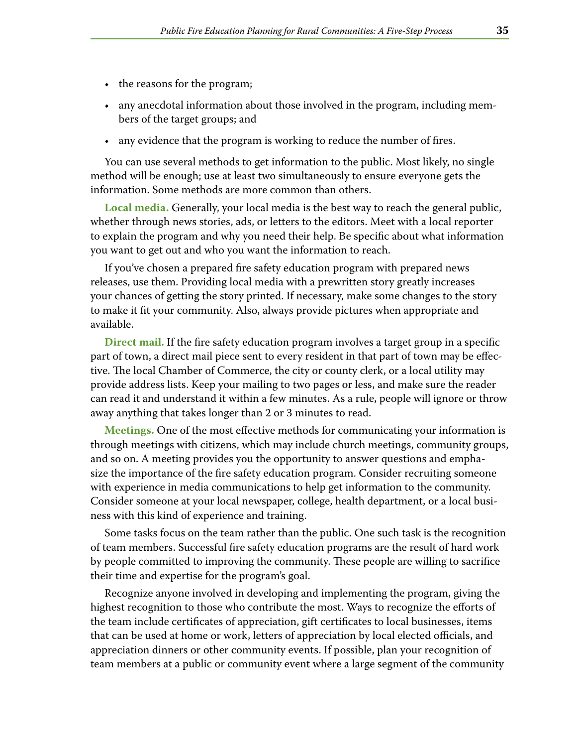- the reasons for the program;
- any anecdotal information about those involved in the program, including members of the target groups; and
- any evidence that the program is working to reduce the number of fires.

You can use several methods to get information to the public. Most likely, no single method will be enough; use at least two simultaneously to ensure everyone gets the information. Some methods are more common than others.

**Local media.** Generally, your local media is the best way to reach the general public, whether through news stories, ads, or letters to the editors. Meet with a local reporter to explain the program and why you need their help. Be specific about what information you want to get out and who you want the information to reach.

If you've chosen a prepared fire safety education program with prepared news releases, use them. Providing local media with a prewritten story greatly increases your chances of getting the story printed. If necessary, make some changes to the story to make it fit your community. Also, always provide pictures when appropriate and available.

**Direct mail.** If the fire safety education program involves a target group in a specific part of town, a direct mail piece sent to every resident in that part of town may be effective. The local Chamber of Commerce, the city or county clerk, or a local utility may provide address lists. Keep your mailing to two pages or less, and make sure the reader can read it and understand it within a few minutes. As a rule, people will ignore or throw away anything that takes longer than 2 or 3 minutes to read.

**Meetings.** One of the most effective methods for communicating your information is through meetings with citizens, which may include church meetings, community groups, and so on. A meeting provides you the opportunity to answer questions and emphasize the importance of the fire safety education program. Consider recruiting someone with experience in media communications to help get information to the community. Consider someone at your local newspaper, college, health department, or a local business with this kind of experience and training.

Some tasks focus on the team rather than the public. One such task is the recognition of team members. Successful fire safety education programs are the result of hard work by people committed to improving the community. These people are willing to sacrifice their time and expertise for the program's goal.

Recognize anyone involved in developing and implementing the program, giving the highest recognition to those who contribute the most. Ways to recognize the efforts of the team include certificates of appreciation, gift certificates to local businesses, items that can be used at home or work, letters of appreciation by local elected officials, and appreciation dinners or other community events. If possible, plan your recognition of team members at a public or community event where a large segment of the community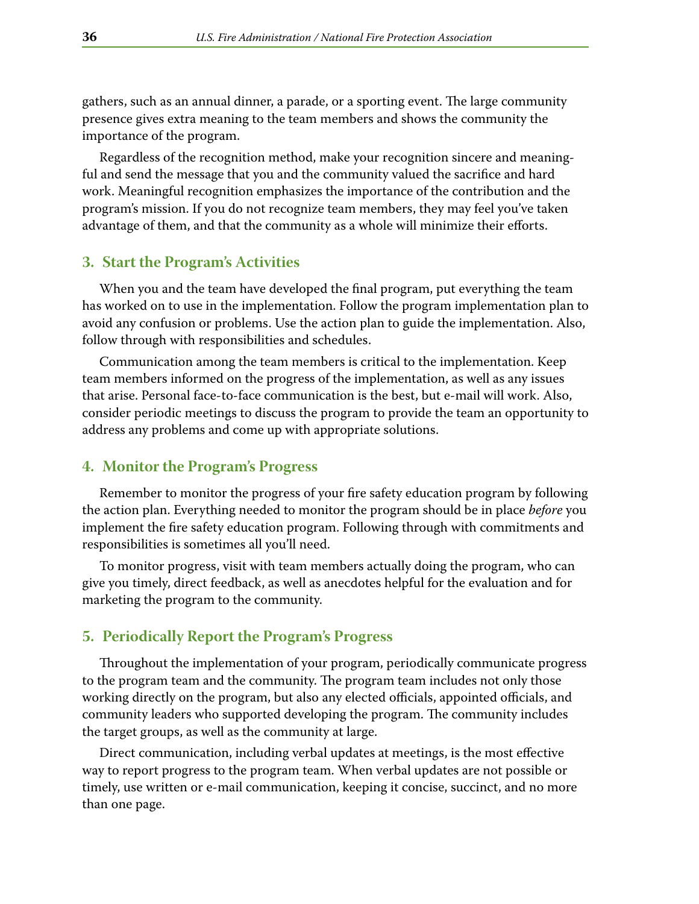gathers, such as an annual dinner, a parade, or a sporting event. The large community presence gives extra meaning to the team members and shows the community the importance of the program.

Regardless of the recognition method, make your recognition sincere and meaningful and send the message that you and the community valued the sacrifice and hard work. Meaningful recognition emphasizes the importance of the contribution and the program's mission. If you do not recognize team members, they may feel you've taken advantage of them, and that the community as a whole will minimize their efforts.

### 3. Start the Program's Activities

When you and the team have developed the final program, put everything the team has worked on to use in the implementation. Follow the program implementation plan to avoid any confusion or problems. Use the action plan to guide the implementation. Also, follow through with responsibilities and schedules.

Communication among the team members is critical to the implementation. Keep team members informed on the progress of the implementation, as well as any issues that arise. Personal face-to-face communication is the best, but e-mail will work. Also, consider periodic meetings to discuss the program to provide the team an opportunity to address any problems and come up with appropriate solutions.

### 4. Monitor the Program's Progress

Remember to monitor the progress of your fire safety education program by following the action plan. Everything needed to monitor the program should be in place *before* you implement the fire safety education program. Following through with commitments and responsibilities is sometimes all you'll need.

To monitor progress, visit with team members actually doing the program, who can give you timely, direct feedback, as well as anecdotes helpful for the evaluation and for marketing the program to the community.

### 5. Periodically Report the Program's Progress

Throughout the implementation of your program, periodically communicate progress to the program team and the community. The program team includes not only those working directly on the program, but also any elected officials, appointed officials, and community leaders who supported developing the program. The community includes the target groups, as well as the community at large.

Direct communication, including verbal updates at meetings, is the most effective way to report progress to the program team. When verbal updates are not possible or timely, use written or e-mail communication, keeping it concise, succinct, and no more than one page.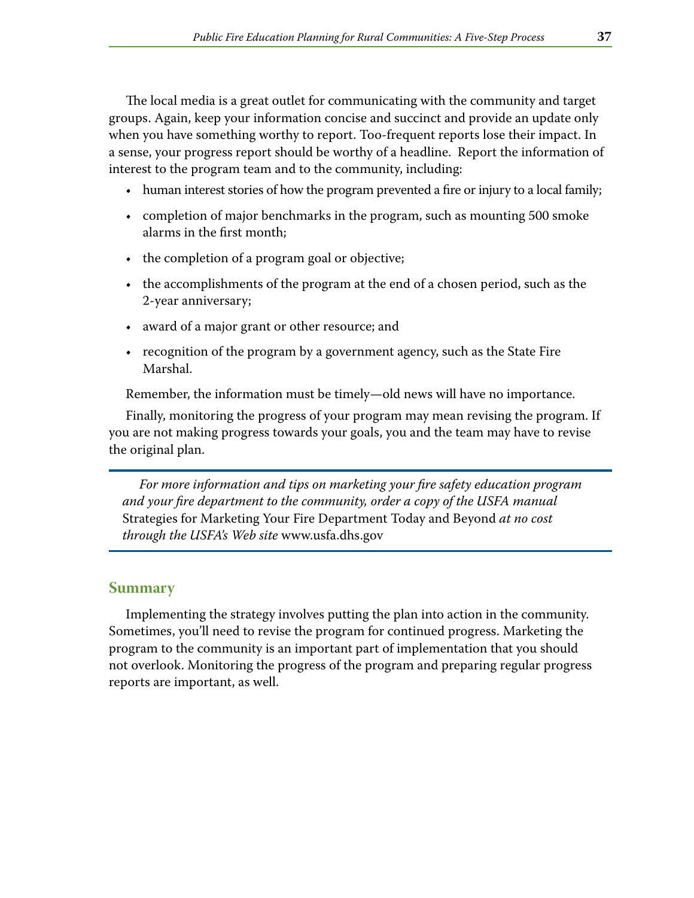The local media is a great outlet for communicating with the community and target groups. Again, keep your information concise and succinct and provide an update only when you have something worthy to report. Too-frequent reports lose their impact. In a sense, your progress report should be worthy of a headline. Report the information of interest to the program team and to the community, including:

- human interest stories of how the program prevented a fire or injury to a local family;
- completion of major benchmarks in the program, such as mounting 500 smoke alarms in the first month;
- the completion of a program goal or objective;
- the accomplishments of the program at the end of a chosen period, such as the 2-year anniversary;
- award of a major grant or other resource; and
- recognition of the program by a government agency, such as the State Fire Marshal.

Remember, the information must be timely—old news will have no importance.

Finally, monitoring the progress of your program may mean revising the program. If you are not making progress towards your goals, you and the team may have to revise the original plan.

---

*For more information and tips on marketing your fire safety education program and your fire department to the community, order a copy of the USFA manual* Strategies for Marketing Your Fire Department Today and Beyond *at no cost through the USFA's Web site* www.usfa.dhs.gov

---

## Summary

Implementing the strategy involves putting the plan into action in the community. Sometimes, you'll need to revise the program for continued progress. Marketing the program to the community is an important part of implementation that you should not overlook. Monitoring the progress of the program and preparing regular progress reports are important, as well.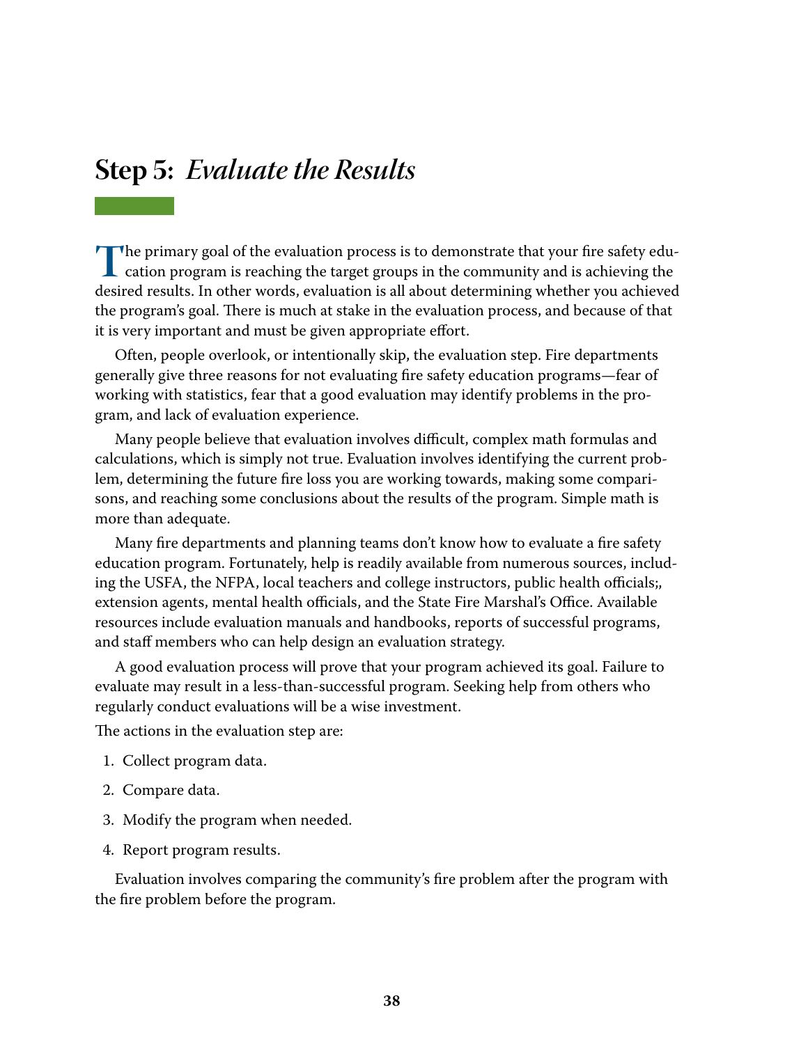# Step 5: *Evaluate the Results*

The primary goal of the evaluation process is to demonstrate that your fire safety education program is reaching the target groups in the community and is achieving the desired results. In other words, evaluation is all about determining whether you achieved the program's goal. There is much at stake in the evaluation process, and because of that it is very important and must be given appropriate effort.

Often, people overlook, or intentionally skip, the evaluation step. Fire departments generally give three reasons for not evaluating fire safety education programs—fear of working with statistics, fear that a good evaluation may identify problems in the program, and lack of evaluation experience.

Many people believe that evaluation involves difficult, complex math formulas and calculations, which is simply not true. Evaluation involves identifying the current problem, determining the future fire loss you are working towards, making some comparisons, and reaching some conclusions about the results of the program. Simple math is more than adequate.

Many fire departments and planning teams don't know how to evaluate a fire safety education program. Fortunately, help is readily available from numerous sources, including the USFA, the NFPA, local teachers and college instructors, public health officials;, extension agents, mental health officials, and the State Fire Marshal's Office. Available resources include evaluation manuals and handbooks, reports of successful programs, and staff members who can help design an evaluation strategy.

A good evaluation process will prove that your program achieved its goal. Failure to evaluate may result in a less-than-successful program. Seeking help from others who regularly conduct evaluations will be a wise investment.

The actions in the evaluation step are:

1. Collect program data.
2. Compare data.
3. Modify the program when needed.
4. Report program results.

Evaluation involves comparing the community's fire problem after the program with the fire problem before the program.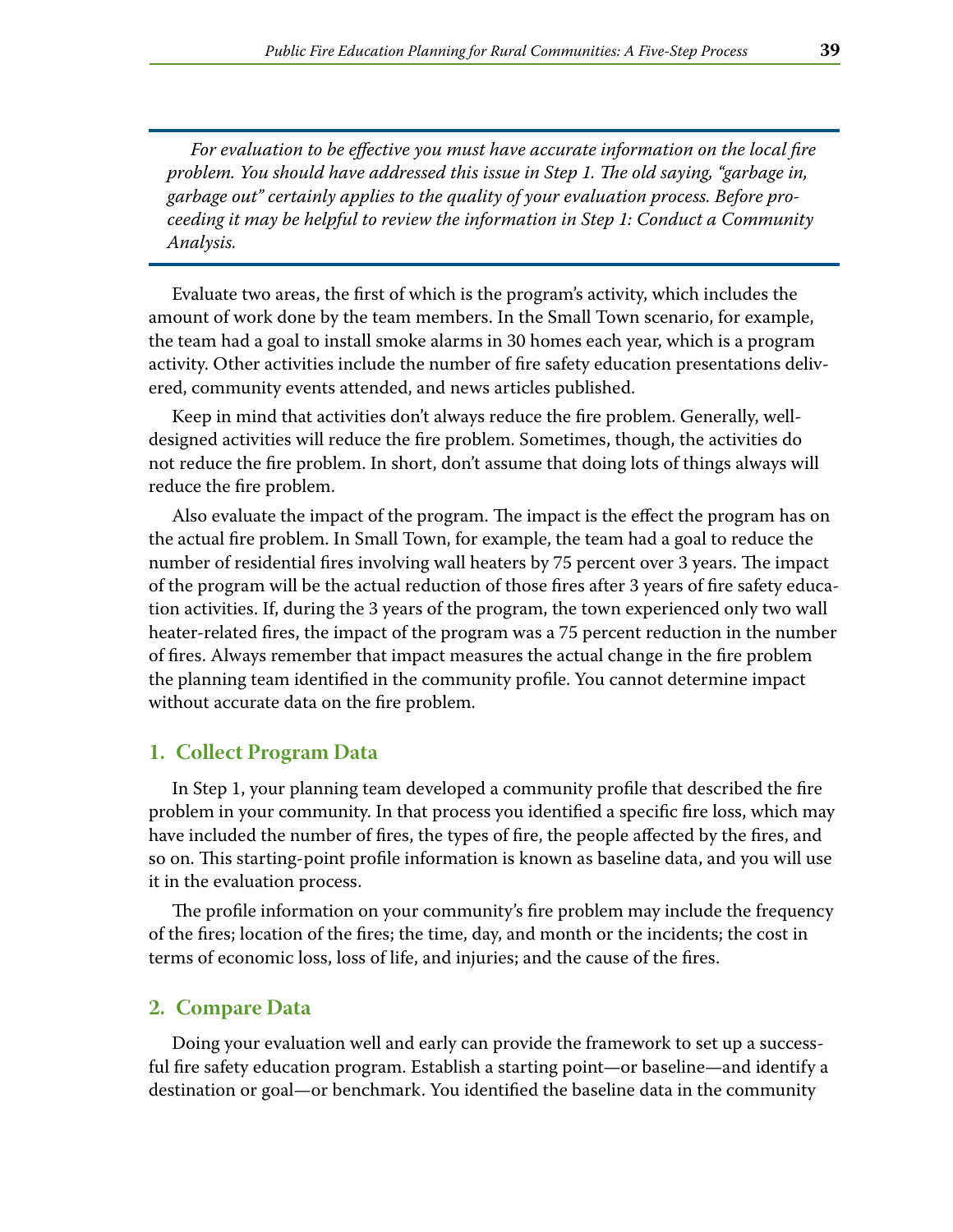*For evaluation to be effective you must have accurate information on the local fire problem. You should have addressed this issue in Step 1. The old saying, "garbage in, garbage out" certainly applies to the quality of your evaluation process. Before proceeding it may be helpful to review the information in Step 1: Conduct a Community Analysis.*

Evaluate two areas, the first of which is the program's activity, which includes the amount of work done by the team members. In the Small Town scenario, for example, the team had a goal to install smoke alarms in 30 homes each year, which is a program activity. Other activities include the number of fire safety education presentations delivered, community events attended, and news articles published.

Keep in mind that activities don't always reduce the fire problem. Generally, well-designed activities will reduce the fire problem. Sometimes, though, the activities do not reduce the fire problem. In short, don't assume that doing lots of things always will reduce the fire problem.

Also evaluate the impact of the program. The impact is the effect the program has on the actual fire problem. In Small Town, for example, the team had a goal to reduce the number of residential fires involving wall heaters by 75 percent over 3 years. The impact of the program will be the actual reduction of those fires after 3 years of fire safety education activities. If, during the 3 years of the program, the town experienced only two wall heater-related fires, the impact of the program was a 75 percent reduction in the number of fires. Always remember that impact measures the actual change in the fire problem the planning team identified in the community profile. You cannot determine impact without accurate data on the fire problem.

### 1. Collect Program Data

In Step 1, your planning team developed a community profile that described the fire problem in your community. In that process you identified a specific fire loss, which may have included the number of fires, the types of fire, the people affected by the fires, and so on. This starting-point profile information is known as baseline data, and you will use it in the evaluation process.

The profile information on your community's fire problem may include the frequency of the fires; location of the fires; the time, day, and month or the incidents; the cost in terms of economic loss, loss of life, and injuries; and the cause of the fires.

### 2. Compare Data

Doing your evaluation well and early can provide the framework to set up a successful fire safety education program. Establish a starting point—or baseline—and identify a destination or goal—or benchmark. You identified the baseline data in the community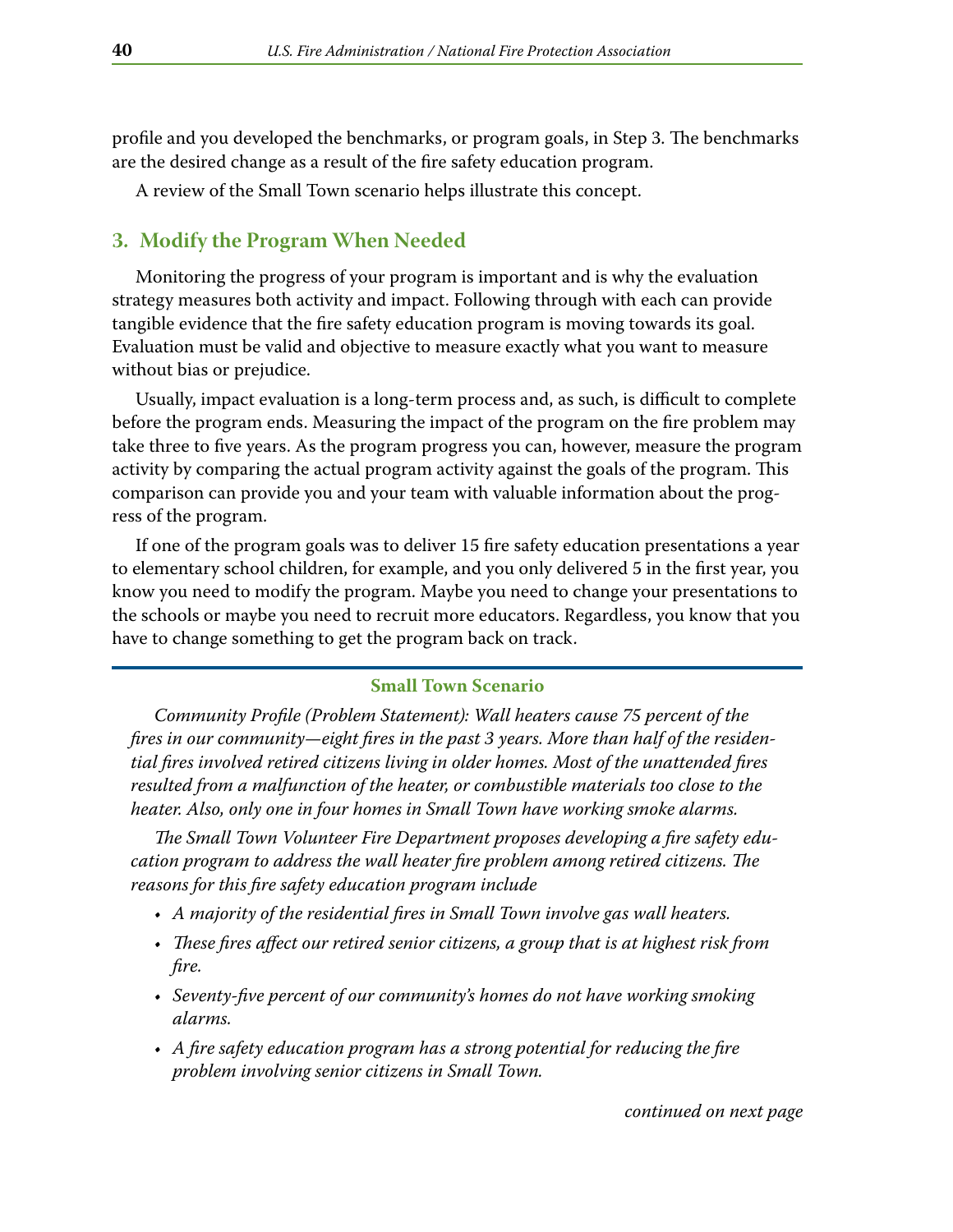profile and you developed the benchmarks, or program goals, in Step 3. The benchmarks are the desired change as a result of the fire safety education program.

A review of the Small Town scenario helps illustrate this concept.

## 3. Modify the Program When Needed

Monitoring the progress of your program is important and is why the evaluation strategy measures both activity and impact. Following through with each can provide tangible evidence that the fire safety education program is moving towards its goal. Evaluation must be valid and objective to measure exactly what you want to measure without bias or prejudice.

Usually, impact evaluation is a long-term process and, as such, is difficult to complete before the program ends. Measuring the impact of the program on the fire problem may take three to five years. As the program progress you can, however, measure the program activity by comparing the actual program activity against the goals of the program. This comparison can provide you and your team with valuable information about the progress of the program.

If one of the program goals was to deliver 15 fire safety education presentations a year to elementary school children, for example, and you only delivered 5 in the first year, you know you need to modify the program. Maybe you need to change your presentations to the schools or maybe you need to recruit more educators. Regardless, you know that you have to change something to get the program back on track.

---

**Small Town Scenario**

*Community Profile (Problem Statement): Wall heaters cause 75 percent of the fires in our community—eight fires in the past 3 years. More than half of the residential fires involved retired citizens living in older homes. Most of the unattended fires resulted from a malfunction of the heater, or combustible materials too close to the heater. Also, only one in four homes in Small Town have working smoke alarms.*

*The Small Town Volunteer Fire Department proposes developing a fire safety education program to address the wall heater fire problem among retired citizens. The reasons for this fire safety education program include*

- *A majority of the residential fires in Small Town involve gas wall heaters.*
- *These fires affect our retired senior citizens, a group that is at highest risk from fire.*
- *Seventy-five percent of our community's homes do not have working smoking alarms.*
- *A fire safety education program has a strong potential for reducing the fire problem involving senior citizens in Small Town.*

*continued on next page*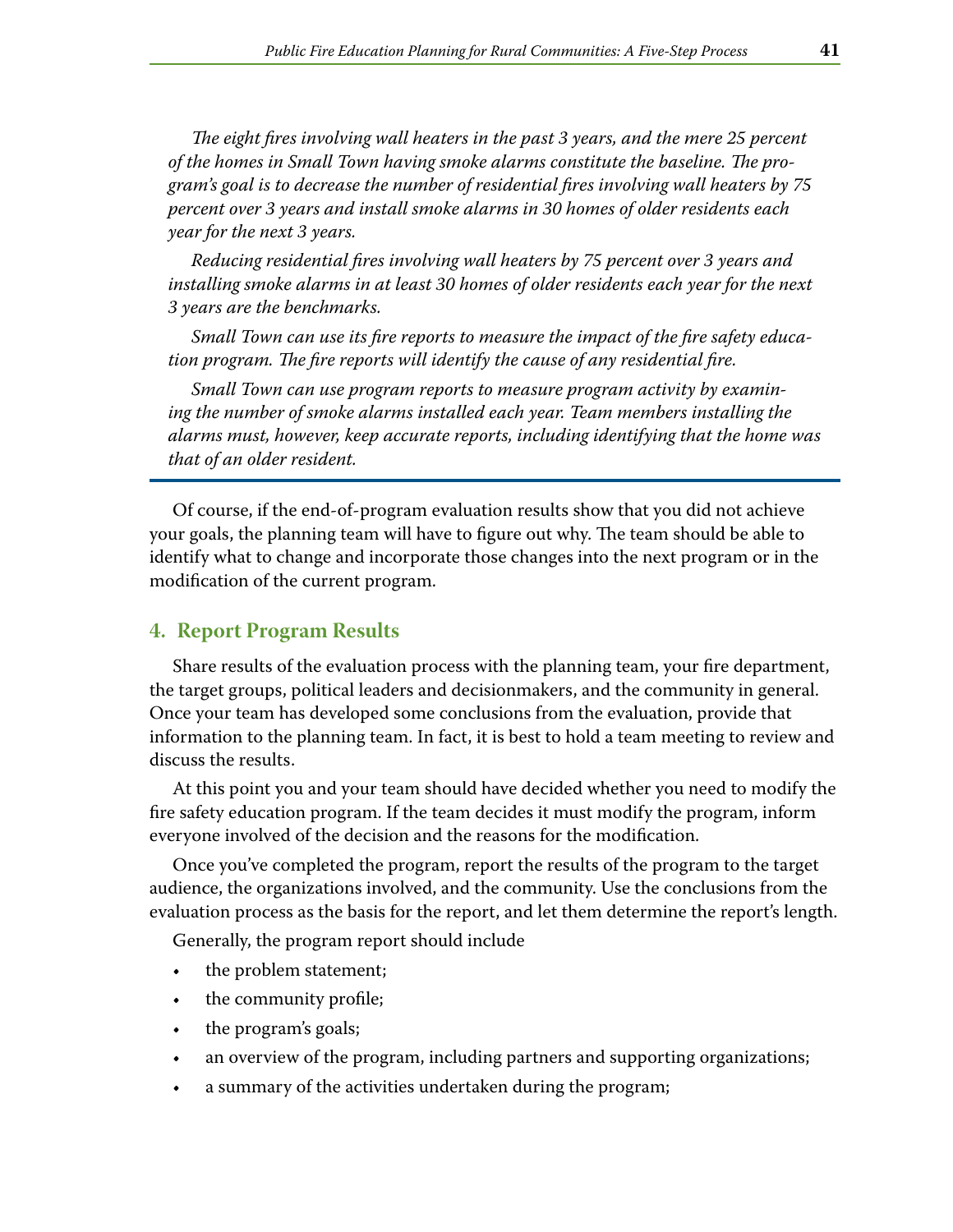*The eight fires involving wall heaters in the past 3 years, and the mere 25 percent of the homes in Small Town having smoke alarms constitute the baseline. The program's goal is to decrease the number of residential fires involving wall heaters by 75 percent over 3 years and install smoke alarms in 30 homes of older residents each year for the next 3 years.*

*Reducing residential fires involving wall heaters by 75 percent over 3 years and installing smoke alarms in at least 30 homes of older residents each year for the next 3 years are the benchmarks.*

*Small Town can use its fire reports to measure the impact of the fire safety education program. The fire reports will identify the cause of any residential fire.*

*Small Town can use program reports to measure program activity by examining the number of smoke alarms installed each year. Team members installing the alarms must, however, keep accurate reports, including identifying that the home was that of an older resident.*

Of course, if the end-of-program evaluation results show that you did not achieve your goals, the planning team will have to figure out why. The team should be able to identify what to change and incorporate those changes into the next program or in the modification of the current program.

## 4. Report Program Results

Share results of the evaluation process with the planning team, your fire department, the target groups, political leaders and decisionmakers, and the community in general. Once your team has developed some conclusions from the evaluation, provide that information to the planning team. In fact, it is best to hold a team meeting to review and discuss the results.

At this point you and your team should have decided whether you need to modify the fire safety education program. If the team decides it must modify the program, inform everyone involved of the decision and the reasons for the modification.

Once you've completed the program, report the results of the program to the target audience, the organizations involved, and the community. Use the conclusions from the evaluation process as the basis for the report, and let them determine the report's length.

Generally, the program report should include

- the problem statement;
- the community profile;
- the program's goals;
- an overview of the program, including partners and supporting organizations;
- a summary of the activities undertaken during the program;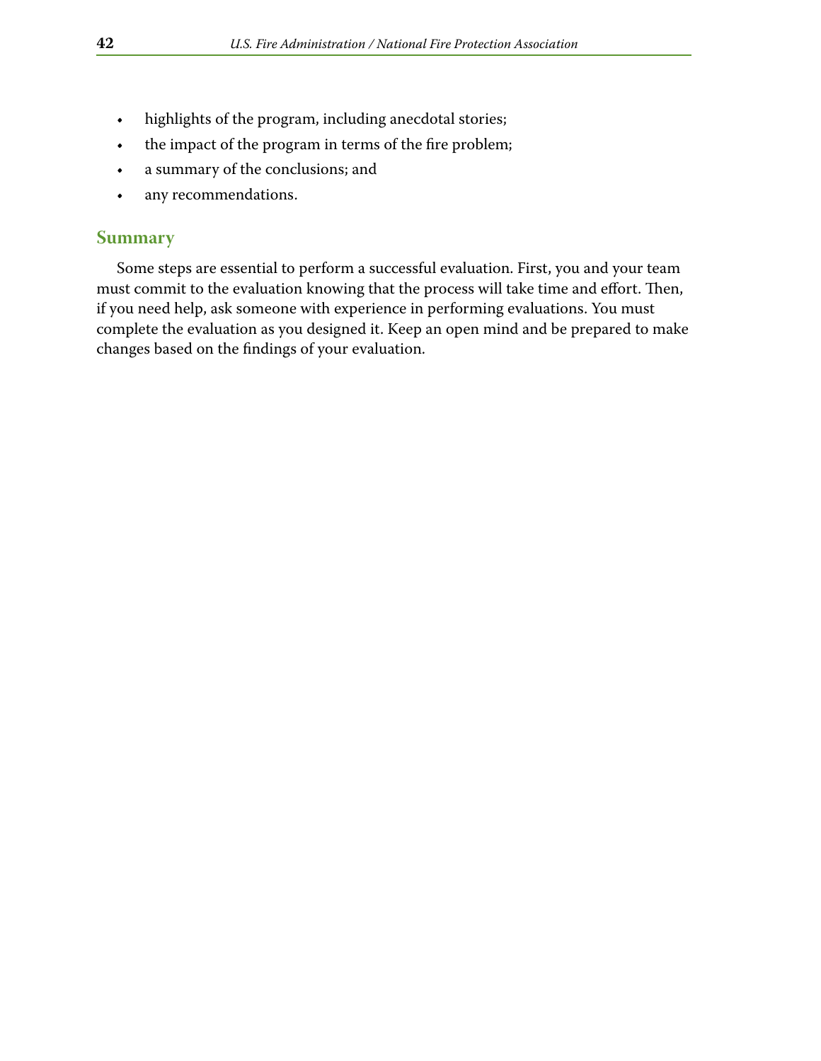- highlights of the program, including anecdotal stories;
- the impact of the program in terms of the fire problem;
- a summary of the conclusions; and
- any recommendations.

## Summary

Some steps are essential to perform a successful evaluation. First, you and your team must commit to the evaluation knowing that the process will take time and effort. Then, if you need help, ask someone with experience in performing evaluations. You must complete the evaluation as you designed it. Keep an open mind and be prepared to make changes based on the findings of your evaluation.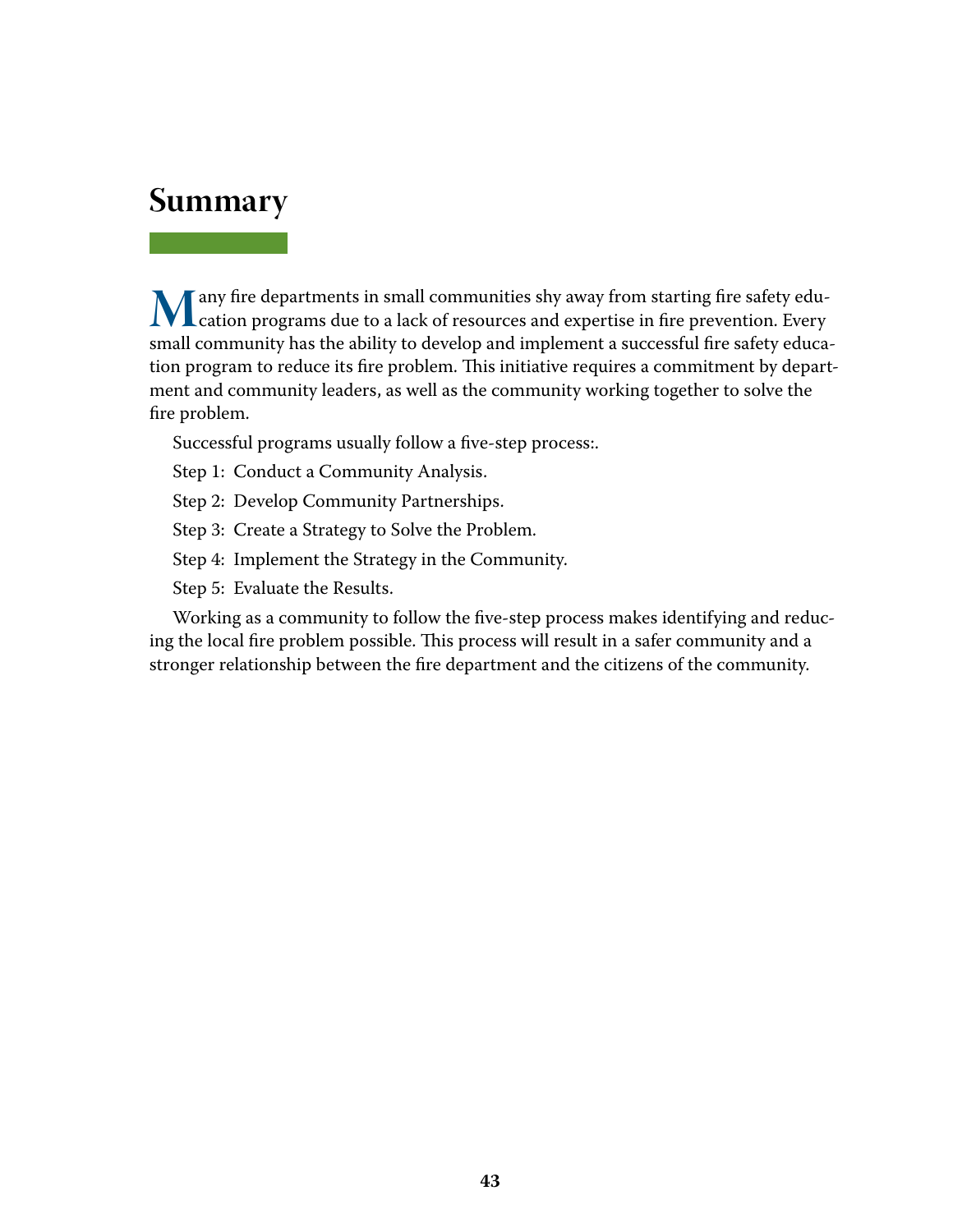# Summary

Many fire departments in small communities shy away from starting fire safety education programs due to a lack of resources and expertise in fire prevention. Every small community has the ability to develop and implement a successful fire safety education program to reduce its fire problem. This initiative requires a commitment by department and community leaders, as well as the community working together to solve the fire problem.

Successful programs usually follow a five-step process:.

Step 1: Conduct a Community Analysis.

Step 2: Develop Community Partnerships.

Step 3: Create a Strategy to Solve the Problem.

Step 4: Implement the Strategy in the Community.

Step 5: Evaluate the Results.

Working as a community to follow the five-step process makes identifying and reducing the local fire problem possible. This process will result in a safer community and a stronger relationship between the fire department and the citizens of the community.